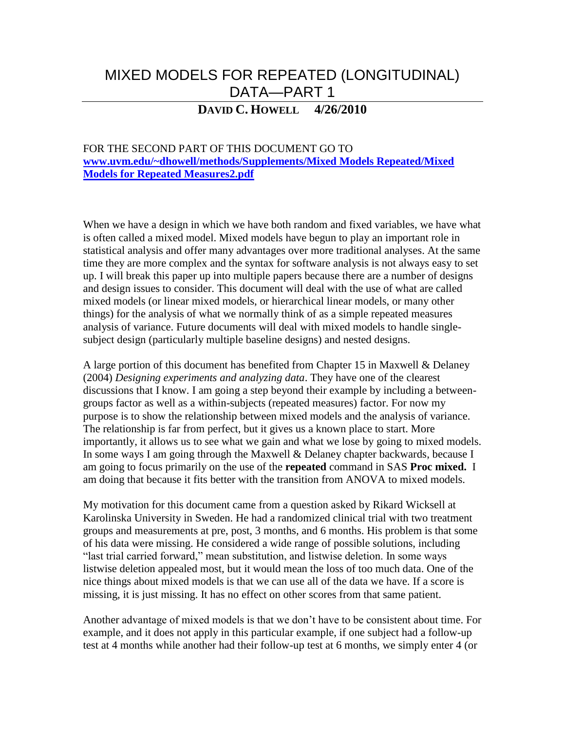# MIXED MODELS FOR REPEATED (LONGITUDINAL) DATA—PART 1

**DAVID C. HOWELL 4/26/2010**

FOR THE SECOND PART OF THIS DOCUMENT GO TO
**[www.uvm.edu/~dhowell/methods/Supplements/Mixed Models Repeated/Mixed Models for Repeated Measures2.pdf](www.uvm.edu/~dhowell/methods/Supplements/Mixed Models Repeated/Mixed Models for Repeated Measures2.pdf)**

When we have a design in which we have both random and fixed variables, we have what is often called a mixed model. Mixed models have begun to play an important role in statistical analysis and offer many advantages over more traditional analyses. At the same time they are more complex and the syntax for software analysis is not always easy to set up. I will break this paper up into multiple papers because there are a number of designs and design issues to consider. This document will deal with the use of what are called mixed models (or linear mixed models, or hierarchical linear models, or many other things) for the analysis of what we normally think of as a simple repeated measures analysis of variance. Future documents will deal with mixed models to handle single-subject design (particularly multiple baseline designs) and nested designs.

A large portion of this document has benefited from Chapter 15 in Maxwell & Delaney (2004) *Designing experiments and analyzing data*. They have one of the clearest discussions that I know. I am going a step beyond their example by including a between-groups factor as well as a within-subjects (repeated measures) factor. For now my purpose is to show the relationship between mixed models and the analysis of variance. The relationship is far from perfect, but it gives us a known place to start. More importantly, it allows us to see what we gain and what we lose by going to mixed models. In some ways I am going through the Maxwell & Delaney chapter backwards, because I am going to focus primarily on the use of the **repeated** command in SAS **Proc mixed.** I am doing that because it fits better with the transition from ANOVA to mixed models.

My motivation for this document came from a question asked by Rikard Wicksell at Karolinska University in Sweden. He had a randomized clinical trial with two treatment groups and measurements at pre, post, 3 months, and 6 months. His problem is that some of his data were missing. He considered a wide range of possible solutions, including "last trial carried forward," mean substitution, and listwise deletion. In some ways listwise deletion appealed most, but it would mean the loss of too much data. One of the nice things about mixed models is that we can use all of the data we have. If a score is missing, it is just missing. It has no effect on other scores from that same patient.

Another advantage of mixed models is that we don't have to be consistent about time. For example, and it does not apply in this particular example, if one subject had a follow-up test at 4 months while another had their follow-up test at 6 months, we simply enter 4 (or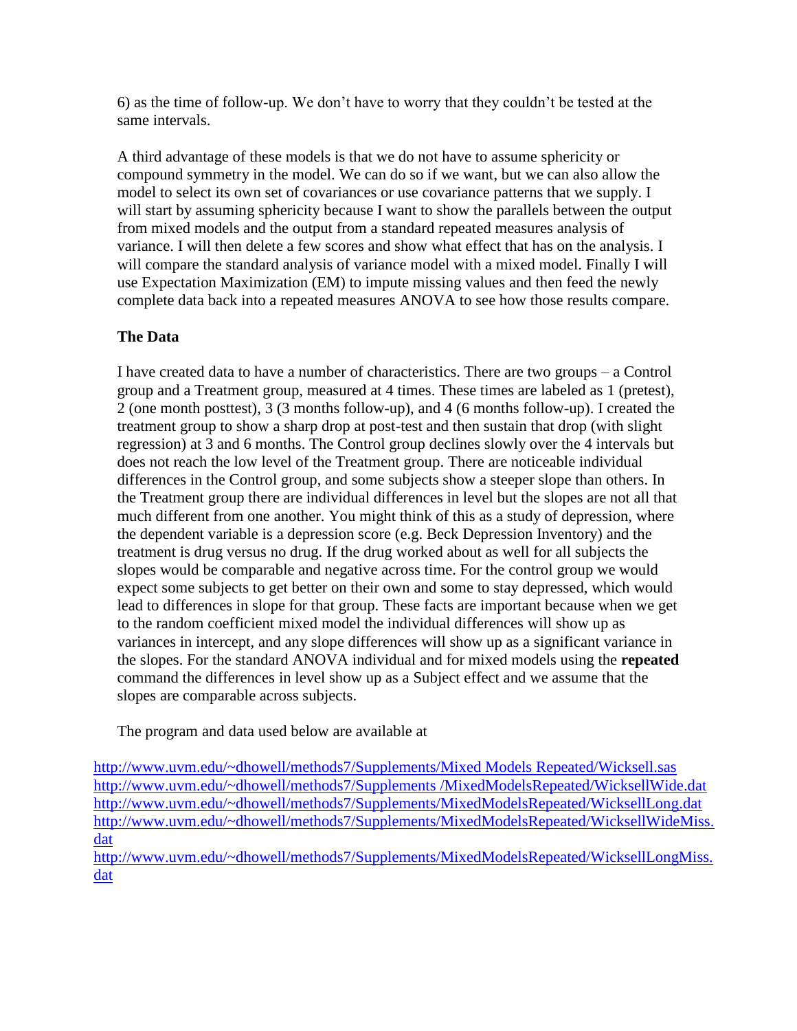6) as the time of follow-up. We don't have to worry that they couldn't be tested at the same intervals.

A third advantage of these models is that we do not have to assume sphericity or compound symmetry in the model. We can do so if we want, but we can also allow the model to select its own set of covariances or use covariance patterns that we supply. I will start by assuming sphericity because I want to show the parallels between the output from mixed models and the output from a standard repeated measures analysis of variance. I will then delete a few scores and show what effect that has on the analysis. I will compare the standard analysis of variance model with a mixed model. Finally I will use Expectation Maximization (EM) to impute missing values and then feed the newly complete data back into a repeated measures ANOVA to see how those results compare.

**The Data**

I have created data to have a number of characteristics. There are two groups – a Control group and a Treatment group, measured at 4 times. These times are labeled as 1 (pretest), 2 (one month posttest), 3 (3 months follow-up), and 4 (6 months follow-up). I created the treatment group to show a sharp drop at post-test and then sustain that drop (with slight regression) at 3 and 6 months. The Control group declines slowly over the 4 intervals but does not reach the low level of the Treatment group. There are noticeable individual differences in the Control group, and some subjects show a steeper slope than others. In the Treatment group there are individual differences in level but the slopes are not all that much different from one another. You might think of this as a study of depression, where the dependent variable is a depression score (e.g. Beck Depression Inventory) and the treatment is drug versus no drug. If the drug worked about as well for all subjects the slopes would be comparable and negative across time. For the control group we would expect some subjects to get better on their own and some to stay depressed, which would lead to differences in slope for that group. These facts are important because when we get to the random coefficient mixed model the individual differences will show up as variances in intercept, and any slope differences will show up as a significant variance in the slopes. For the standard ANOVA individual and for mixed models using the **repeated** command the differences in level show up as a Subject effect and we assume that the slopes are comparable across subjects.

The program and data used below are available at

http://www.uvm.edu/~dhowell/methods7/Supplements/Mixed Models Repeated/Wicksell.sas
http://www.uvm.edu/~dhowell/methods7/Supplements /MixedModelsRepeated/WicksellWide.dat
http://www.uvm.edu/~dhowell/methods7/Supplements/MixedModelsRepeated/WicksellLong.dat
http://www.uvm.edu/~dhowell/methods7/Supplements/MixedModelsRepeated/WicksellWideMiss.dat
http://www.uvm.edu/~dhowell/methods7/Supplements/MixedModelsRepeated/WicksellLongMiss.dat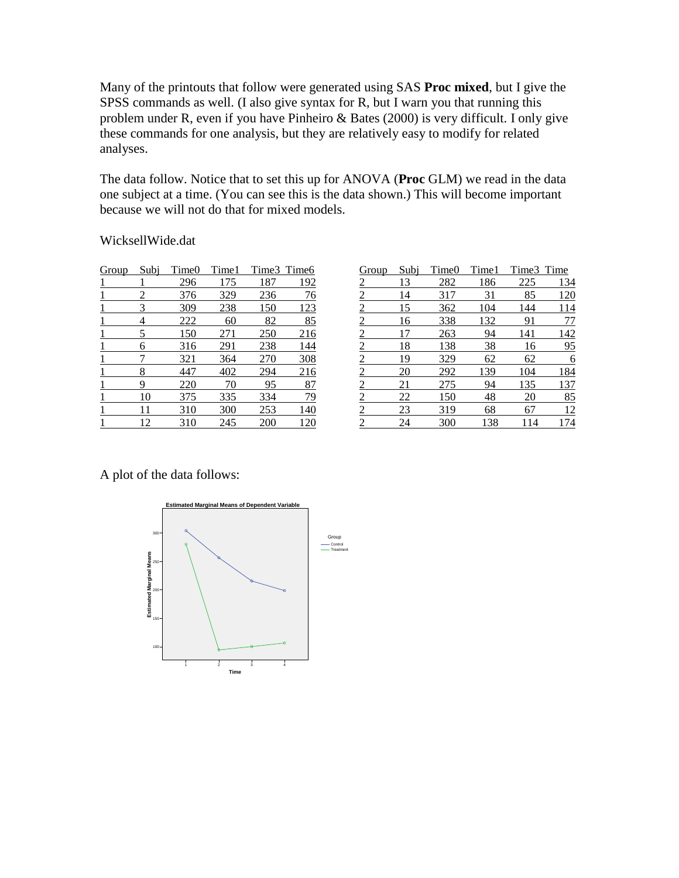Many of the printouts that follow were generated using SAS **Proc mixed**, but I give the SPSS commands as well. (I also give syntax for R, but I warn you that running this problem under R, even if you have Pinheiro & Bates (2000) is very difficult. I only give these commands for one analysis, but they are relatively easy to modify for related analyses.

The data follow. Notice that to set this up for ANOVA (**Proc** GLM) we read in the data one subject at a time. (You can see this is the data shown.) This will become important because we will not do that for mixed models.

WicksellWide.dat

| Group | Subj | Time0 | Time1 | Time3 | Time6 |
|---|---|---|---|---|---|
| 1 | 1 | 296 | 175 | 187 | 192 |
| 1 | 2 | 376 | 329 | 236 | 76 |
| 1 | 3 | 309 | 238 | 150 | 123 |
| 1 | 4 | 222 | 60 | 82 | 85 |
| 1 | 5 | 150 | 271 | 250 | 216 |
| 1 | 6 | 316 | 291 | 238 | 144 |
| 1 | 7 | 321 | 364 | 270 | 308 |
| 1 | 8 | 447 | 402 | 294 | 216 |
| 1 | 9 | 220 | 70 | 95 | 87 |
| 1 | 10 | 375 | 335 | 334 | 79 |
| 1 | 11 | 310 | 300 | 253 | 140 |
| 1 | 12 | 310 | 245 | 200 | 120 |

| Group | Subj | Time0 | Time1 | Time3 | Time |
|---|---|---|---|---|---|
| 2 | 13 | 282 | 186 | 225 | 134 |
| 2 | 14 | 317 | 31 | 85 | 120 |
| 2 | 15 | 362 | 104 | 144 | 114 |
| 2 | 16 | 338 | 132 | 91 | 77 |
| 2 | 17 | 263 | 94 | 141 | 142 |
| 2 | 18 | 138 | 38 | 16 | 95 |
| 2 | 19 | 329 | 62 | 62 | 6 |
| 2 | 20 | 292 | 139 | 104 | 184 |
| 2 | 21 | 275 | 94 | 135 | 137 |
| 2 | 22 | 150 | 48 | 20 | 85 |
| 2 | 23 | 319 | 68 | 67 | 12 |
| 2 | 24 | 300 | 138 | 114 | 174 |

A plot of the data follows: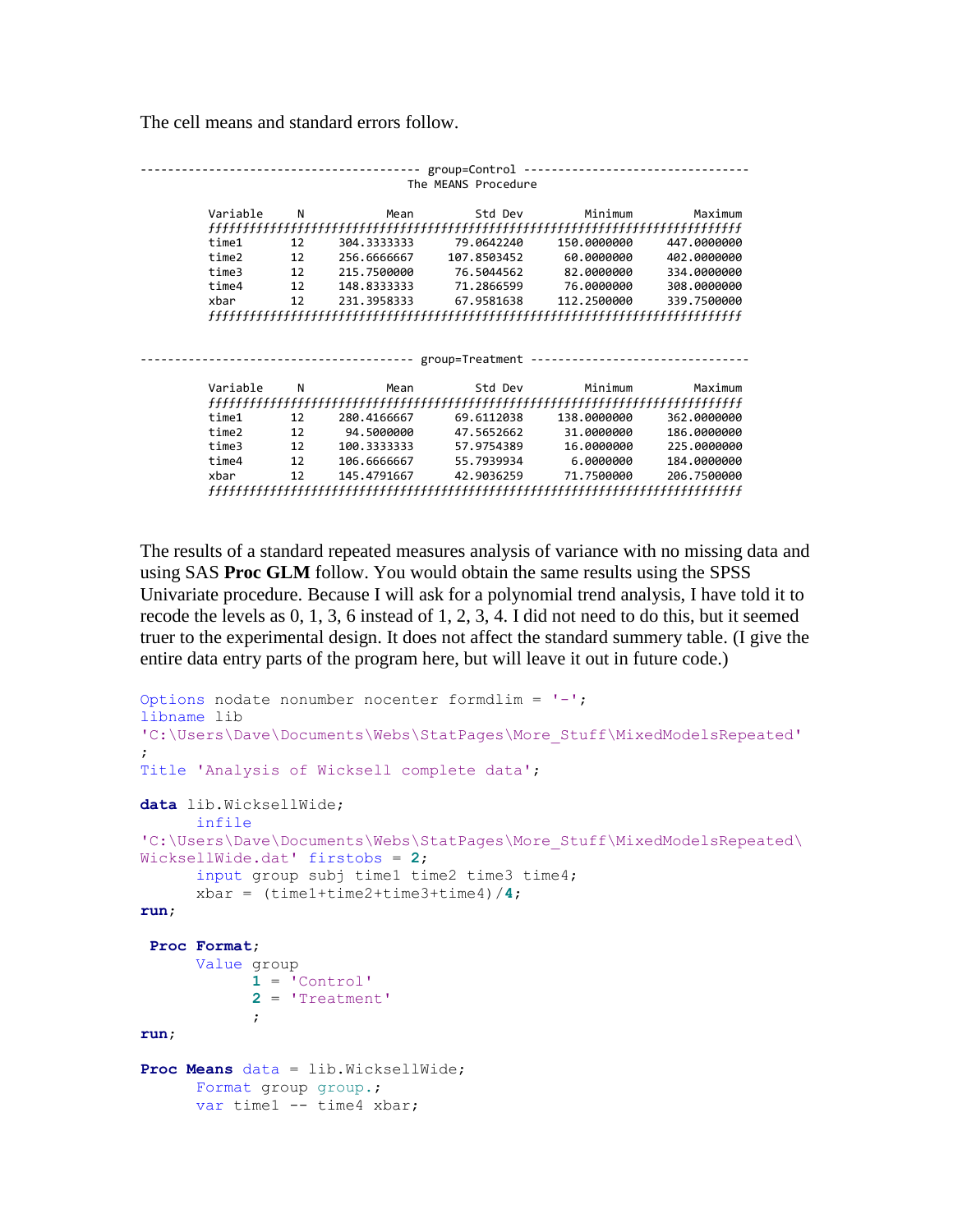The cell means and standard errors follow.

```
---------------------------------------- group=Control --------------------------------
                                   The MEANS Procedure

         Variable     N            Mean         Std Dev         Minimum         Maximum
         ƒƒƒƒƒƒƒƒƒƒƒƒƒƒƒƒƒƒƒƒƒƒƒƒƒƒƒƒƒƒƒƒƒƒƒƒƒƒƒƒƒƒƒƒƒƒƒƒƒƒƒƒƒƒƒƒƒƒƒƒƒƒƒƒƒƒƒƒƒƒƒƒƒƒƒƒƒƒƒƒƒ
         time1       12     304.3333333      79.0642240     150.0000000     447.0000000
         time2       12     256.6666667     107.8503452      60.0000000     402.0000000
         time3       12     215.7500000      76.5044562      82.0000000     334.0000000
         time4       12     148.8333333      71.2866599      76.0000000     308.0000000
         xbar        12     231.3958333      67.9581638     112.2500000     339.7500000
         ƒƒƒƒƒƒƒƒƒƒƒƒƒƒƒƒƒƒƒƒƒƒƒƒƒƒƒƒƒƒƒƒƒƒƒƒƒƒƒƒƒƒƒƒƒƒƒƒƒƒƒƒƒƒƒƒƒƒƒƒƒƒƒƒƒƒƒƒƒƒƒƒƒƒƒƒƒƒƒƒƒ


--------------------------------------- group=Treatment -------------------------------

         Variable     N            Mean         Std Dev         Minimum         Maximum
         ƒƒƒƒƒƒƒƒƒƒƒƒƒƒƒƒƒƒƒƒƒƒƒƒƒƒƒƒƒƒƒƒƒƒƒƒƒƒƒƒƒƒƒƒƒƒƒƒƒƒƒƒƒƒƒƒƒƒƒƒƒƒƒƒƒƒƒƒƒƒƒƒƒƒƒƒƒƒƒƒƒ
         time1       12     280.4166667      69.6112038     138.0000000     362.0000000
         time2       12      94.5000000      47.5652662      31.0000000     186.0000000
         time3       12     100.3333333      57.9754389      16.0000000     225.0000000
         time4       12     106.6666667      55.7939934       6.0000000     184.0000000
         xbar        12     145.4791667      42.9036259      71.7500000     206.7500000
         ƒƒƒƒƒƒƒƒƒƒƒƒƒƒƒƒƒƒƒƒƒƒƒƒƒƒƒƒƒƒƒƒƒƒƒƒƒƒƒƒƒƒƒƒƒƒƒƒƒƒƒƒƒƒƒƒƒƒƒƒƒƒƒƒƒƒƒƒƒƒƒƒƒƒƒƒƒƒƒƒƒ
```

The results of a standard repeated measures analysis of variance with no missing data and using SAS **Proc GLM** follow. You would obtain the same results using the SPSS Univariate procedure. Because I will ask for a polynomial trend analysis, I have told it to recode the levels as 0, 1, 3, 6 instead of 1, 2, 3, 4. I did not need to do this, but it seemed truer to the experimental design. It does not affect the standard summery table. (I give the entire data entry parts of the program here, but will leave it out in future code.)

```
Options nodate nonumber nocenter formdlim = '-';
libname lib
'C:\Users\Dave\Documents\Webs\StatPages\More_Stuff\MixedModelsRepeated'
;
Title 'Analysis of Wicksell complete data';

data lib.WicksellWide;
      infile
'C:\Users\Dave\Documents\Webs\StatPages\More_Stuff\MixedModelsRepeated\
WicksellWide.dat' firstobs = 2;
      input group subj time1 time2 time3 time4;
      xbar = (time1+time2+time3+time4)/4;
run;

 Proc Format;
      Value group
            1 = 'Control'
            2 = 'Treatment'
            ;
run;

Proc Means data = lib.WicksellWide;
      Format group group.;
      var time1 -- time4 xbar;
```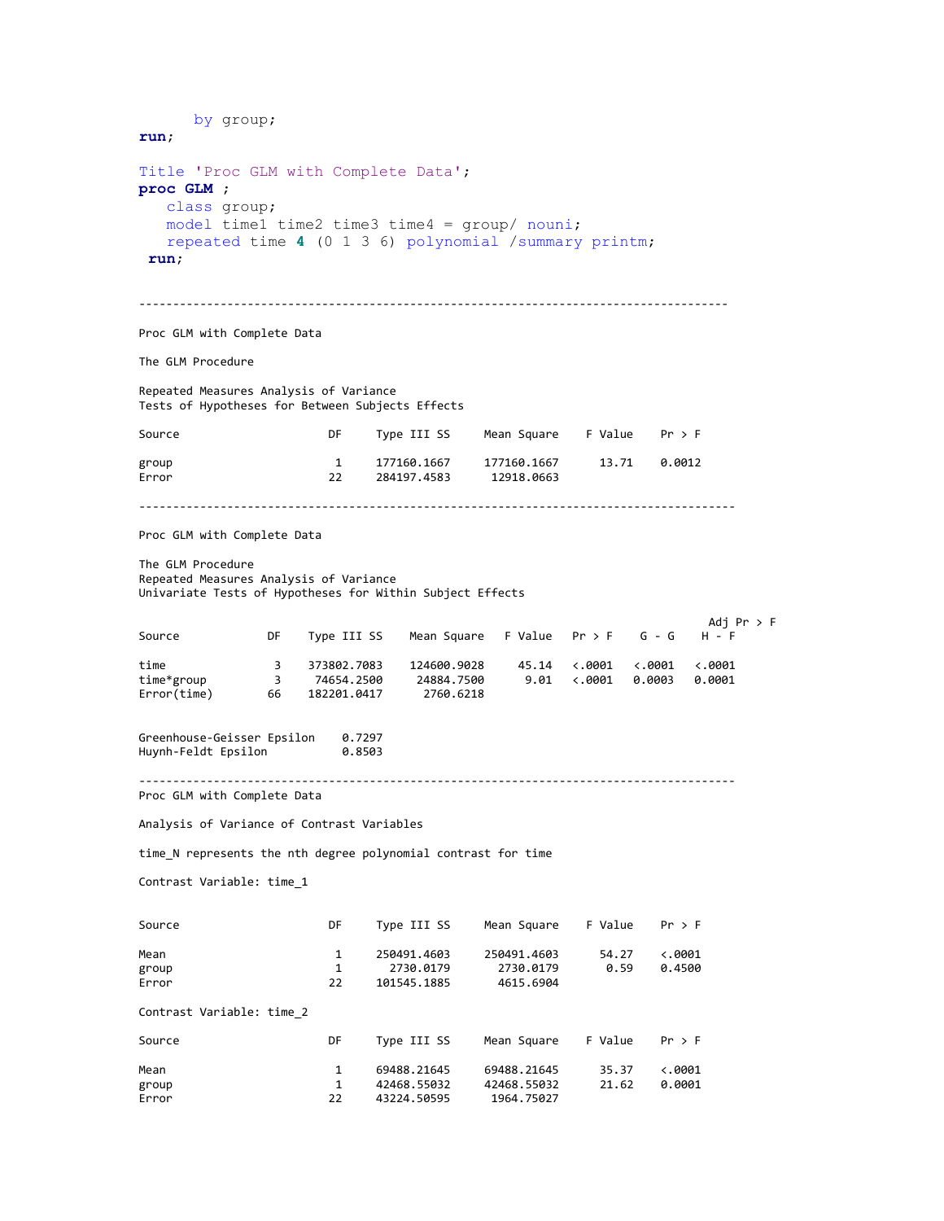```
      by group;
run;

Title 'Proc GLM with Complete Data';
proc GLM ;
   class group;
   model time1 time2 time3 time4 = group/ nouni;
   repeated time 4 (0 1 3 6) polynomial /summary printm;
 run;
```

---

Proc GLM with Complete Data

The GLM Procedure

Repeated Measures Analysis of Variance
Tests of Hypotheses for Between Subjects Effects

| Source | DF | Type III SS | Mean Square | F Value | Pr > F |
|---|---|---|---|---|---|
| group | 1 | 177160.1667 | 177160.1667 | 13.71 | 0.0012 |
| Error | 22 | 284197.4583 | 12918.0663 | | |

---

Proc GLM with Complete Data

The GLM Procedure
Repeated Measures Analysis of Variance
Univariate Tests of Hypotheses for Within Subject Effects

| Source | DF | Type III SS | Mean Square | F Value | Pr > F | Adj Pr > F G - G | Adj Pr > F H - F |
|---|---|---|---|---|---|---|---|
| time | 3 | 373802.7083 | 124600.9028 | 45.14 | <.0001 | <.0001 | <.0001 |
| time*group | 3 | 74654.2500 | 24884.7500 | 9.01 | <.0001 | 0.0003 | 0.0001 |
| Error(time) | 66 | 182201.0417 | 2760.6218 | | | | |

Greenhouse-Geisser Epsilon 0.7297
Huynh-Feldt Epsilon 0.8503

---

Proc GLM with Complete Data

Analysis of Variance of Contrast Variables

time_N represents the nth degree polynomial contrast for time

Contrast Variable: time_1

| Source | DF | Type III SS | Mean Square | F Value | Pr > F |
|---|---|---|---|---|---|
| Mean | 1 | 250491.4603 | 250491.4603 | 54.27 | <.0001 |
| group | 1 | 2730.0179 | 2730.0179 | 0.59 | 0.4500 |
| Error | 22 | 101545.1885 | 4615.6904 | | |

Contrast Variable: time_2

| Source | DF | Type III SS | Mean Square | F Value | Pr > F |
|---|---|---|---|---|---|
| Mean | 1 | 69488.21645 | 69488.21645 | 35.37 | <.0001 |
| group | 1 | 42468.55032 | 42468.55032 | 21.62 | 0.0001 |
| Error | 22 | 43224.50595 | 1964.75027 | | |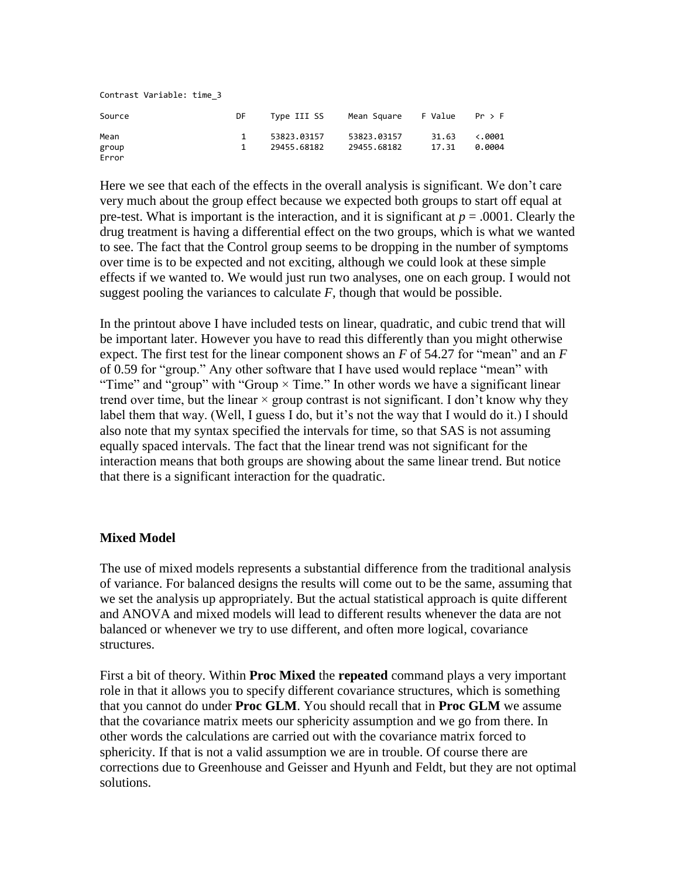```
Contrast Variable: time_3

Source                  DF     Type III SS     Mean Square    F Value    Pr > F

Mean                     1     53823.03157     53823.03157      31.63    <.0001
group                    1     29455.68182     29455.68182      17.31    0.0004
Error
```

Here we see that each of the effects in the overall analysis is significant. We don't care very much about the group effect because we expected both groups to start off equal at pre-test. What is important is the interaction, and it is significant at $p = .0001$. Clearly the drug treatment is having a differential effect on the two groups, which is what we wanted to see. The fact that the Control group seems to be dropping in the number of symptoms over time is to be expected and not exciting, although we could look at these simple effects if we wanted to. We would just run two analyses, one on each group. I would not suggest pooling the variances to calculate $F$, though that would be possible.

In the printout above I have included tests on linear, quadratic, and cubic trend that will be important later. However you have to read this differently than you might otherwise expect. The first test for the linear component shows an $F$ of 54.27 for "mean" and an $F$ of 0.59 for "group." Any other software that I have used would replace "mean" with "Time" and "group" with "Group × Time." In other words we have a significant linear trend over time, but the linear × group contrast is not significant. I don't know why they label them that way. (Well, I guess I do, but it's not the way that I would do it.) I should also note that my syntax specified the intervals for time, so that SAS is not assuming equally spaced intervals. The fact that the linear trend was not significant for the interaction means that both groups are showing about the same linear trend. But notice that there is a significant interaction for the quadratic.

**Mixed Model**

The use of mixed models represents a substantial difference from the traditional analysis of variance. For balanced designs the results will come out to be the same, assuming that we set the analysis up appropriately. But the actual statistical approach is quite different and ANOVA and mixed models will lead to different results whenever the data are not balanced or whenever we try to use different, and often more logical, covariance structures.

First a bit of theory. Within **Proc Mixed** the **repeated** command plays a very important role in that it allows you to specify different covariance structures, which is something that you cannot do under **Proc GLM**. You should recall that in **Proc GLM** we assume that the covariance matrix meets our sphericity assumption and we go from there. In other words the calculations are carried out with the covariance matrix forced to sphericity. If that is not a valid assumption we are in trouble. Of course there are corrections due to Greenhouse and Geisser and Hyunh and Feldt, but they are not optimal solutions.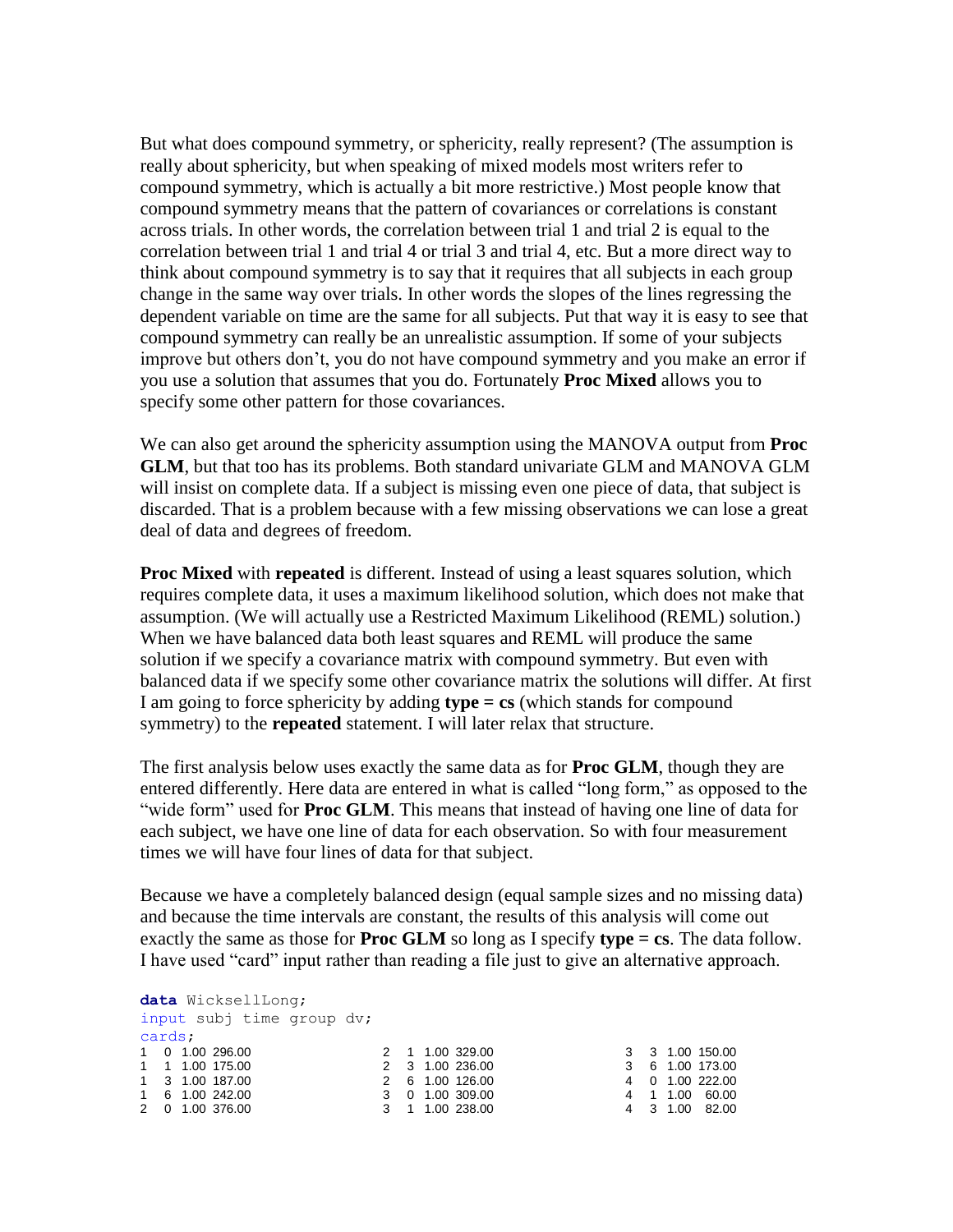But what does compound symmetry, or sphericity, really represent? (The assumption is really about sphericity, but when speaking of mixed models most writers refer to compound symmetry, which is actually a bit more restrictive.) Most people know that compound symmetry means that the pattern of covariances or correlations is constant across trials. In other words, the correlation between trial 1 and trial 2 is equal to the correlation between trial 1 and trial 4 or trial 3 and trial 4, etc. But a more direct way to think about compound symmetry is to say that it requires that all subjects in each group change in the same way over trials. In other words the slopes of the lines regressing the dependent variable on time are the same for all subjects. Put that way it is easy to see that compound symmetry can really be an unrealistic assumption. If some of your subjects improve but others don't, you do not have compound symmetry and you make an error if you use a solution that assumes that you do. Fortunately **Proc Mixed** allows you to specify some other pattern for those covariances.

We can also get around the sphericity assumption using the MANOVA output from **Proc GLM**, but that too has its problems. Both standard univariate GLM and MANOVA GLM will insist on complete data. If a subject is missing even one piece of data, that subject is discarded. That is a problem because with a few missing observations we can lose a great deal of data and degrees of freedom.

**Proc Mixed** with **repeated** is different. Instead of using a least squares solution, which requires complete data, it uses a maximum likelihood solution, which does not make that assumption. (We will actually use a Restricted Maximum Likelihood (REML) solution.) When we have balanced data both least squares and REML will produce the same solution if we specify a covariance matrix with compound symmetry. But even with balanced data if we specify some other covariance matrix the solutions will differ. At first I am going to force sphericity by adding **type = cs** (which stands for compound symmetry) to the **repeated** statement. I will later relax that structure.

The first analysis below uses exactly the same data as for **Proc GLM**, though they are entered differently. Here data are entered in what is called "long form," as opposed to the "wide form" used for **Proc GLM**. This means that instead of having one line of data for each subject, we have one line of data for each observation. So with four measurement times we will have four lines of data for that subject.

Because we have a completely balanced design (equal sample sizes and no missing data) and because the time intervals are constant, the results of this analysis will come out exactly the same as those for **Proc GLM** so long as I specify **type = cs**. The data follow. I have used "card" input rather than reading a file just to give an alternative approach.

```
data WicksellLong;
input subj time group dv;
cards;
1   0  1.00  296.00        2   1  1.00  329.00        3   3  1.00  150.00
1   1  1.00  175.00        2   3  1.00  236.00        3   6  1.00  173.00
1   3  1.00  187.00        2   6  1.00  126.00        4   0  1.00  222.00
1   6  1.00  242.00        3   0  1.00  309.00        4   1  1.00   60.00
2   0  1.00  376.00        3   1  1.00  238.00        4   3  1.00   82.00
```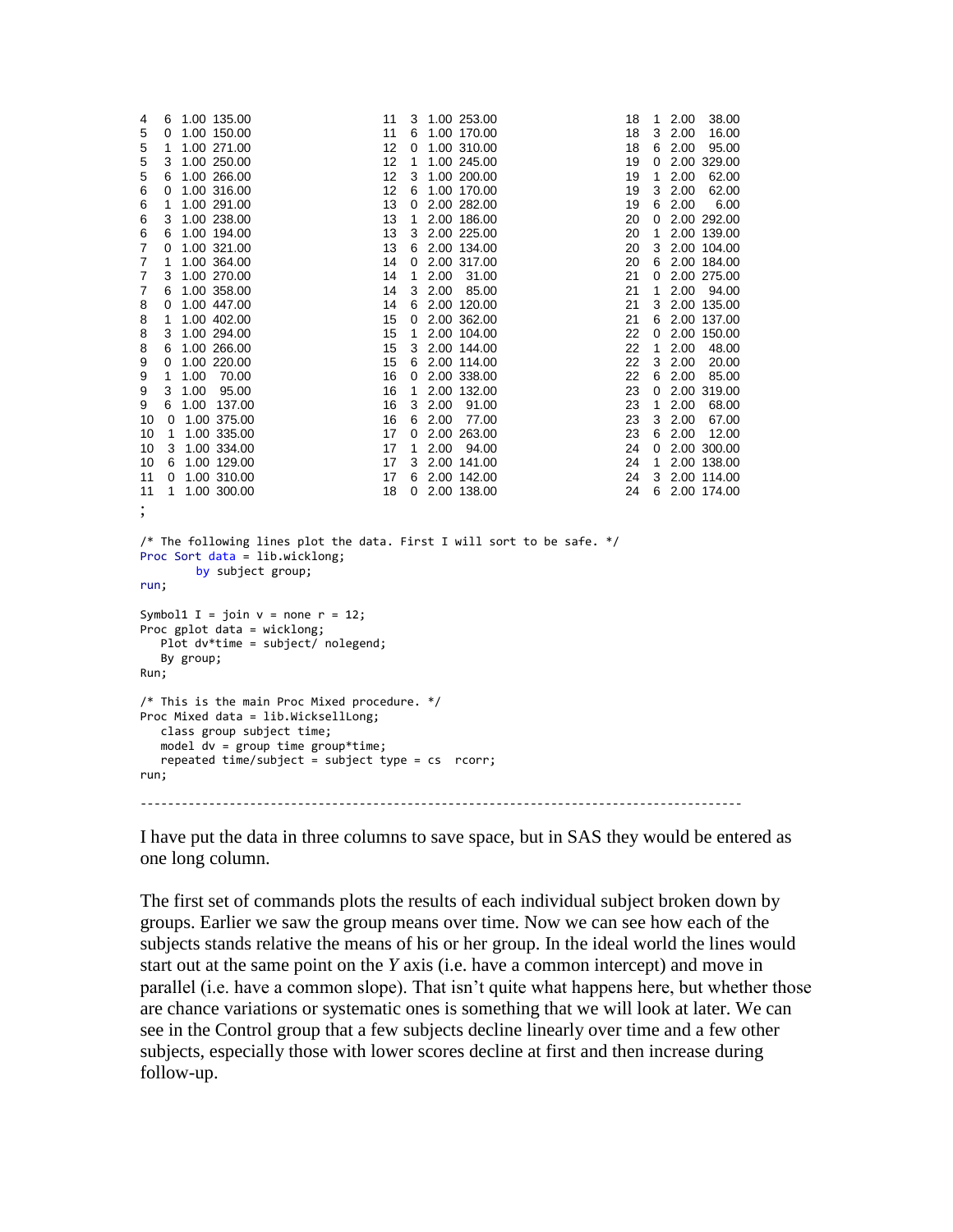```
4   6  1.00 135.00          11  3  1.00 253.00          18  1  2.00  38.00
5   0  1.00 150.00          11  6  1.00 170.00          18  3  2.00  16.00
5   1  1.00 271.00          12  0  1.00 310.00          18  6  2.00  95.00
5   3  1.00 250.00          12  1  1.00 245.00          19  0  2.00 329.00
5   6  1.00 266.00          12  3  1.00 200.00          19  1  2.00  62.00
6   0  1.00 316.00          12  6  1.00 170.00          19  3  2.00  62.00
6   1  1.00 291.00          13  0  2.00 282.00          19  6  2.00   6.00
6   3  1.00 238.00          13  1  2.00 186.00          20  0  2.00 292.00
6   6  1.00 194.00          13  3  2.00 225.00          20  1  2.00 139.00
7   0  1.00 321.00          13  6  2.00 134.00          20  3  2.00 104.00
7   1  1.00 364.00          14  0  2.00 317.00          20  6  2.00 184.00
7   3  1.00 270.00          14  1  2.00  31.00          21  0  2.00 275.00
7   6  1.00 358.00          14  3  2.00  85.00          21  1  2.00  94.00
8   0  1.00 447.00          14  6  2.00 120.00          21  3  2.00 135.00
8   1  1.00 402.00          15  0  2.00 362.00          21  6  2.00 137.00
8   3  1.00 294.00          15  1  2.00 104.00          22  0  2.00 150.00
8   6  1.00 266.00          15  3  2.00 144.00          22  1  2.00  48.00
9   0  1.00 220.00          15  6  2.00 114.00          22  3  2.00  20.00
9   1  1.00  70.00          16  0  2.00 338.00          22  6  2.00  85.00
9   3  1.00  95.00          16  1  2.00 132.00          23  0  2.00 319.00
9   6  1.00 137.00          16  3  2.00  91.00          23  1  2.00  68.00
10  0  1.00 375.00          16  6  2.00  77.00          23  3  2.00  67.00
10  1  1.00 335.00          17  0  2.00 263.00          23  6  2.00  12.00
10  3  1.00 334.00          17  1  2.00  94.00          24  0  2.00 300.00
10  6  1.00 129.00          17  3  2.00 141.00          24  1  2.00 138.00
11  0  1.00 310.00          17  6  2.00 142.00          24  3  2.00 114.00
11  1  1.00 300.00          18  0  2.00 138.00          24  6  2.00 174.00
;

/* The following lines plot the data. First I will sort to be safe. */
Proc Sort data = lib.wicklong;
        by subject group;
run;

Symbol1 I = join v = none r = 12;
Proc gplot data = wicklong;
   Plot dv*time = subject/ nolegend;
   By group;
Run;

/* This is the main Proc Mixed procedure. */
Proc Mixed data = lib.WicksellLong;
   class group subject time;
   model dv = group time group*time;
   repeated time/subject = subject type = cs  rcorr;
run;
```

---

I have put the data in three columns to save space, but in SAS they would be entered as one long column.

The first set of commands plots the results of each individual subject broken down by groups. Earlier we saw the group means over time. Now we can see how each of the subjects stands relative the means of his or her group. In the ideal world the lines would start out at the same point on the *Y* axis (i.e. have a common intercept) and move in parallel (i.e. have a common slope). That isn't quite what happens here, but whether those are chance variations or systematic ones is something that we will look at later. We can see in the Control group that a few subjects decline linearly over time and a few other subjects, especially those with lower scores decline at first and then increase during follow-up.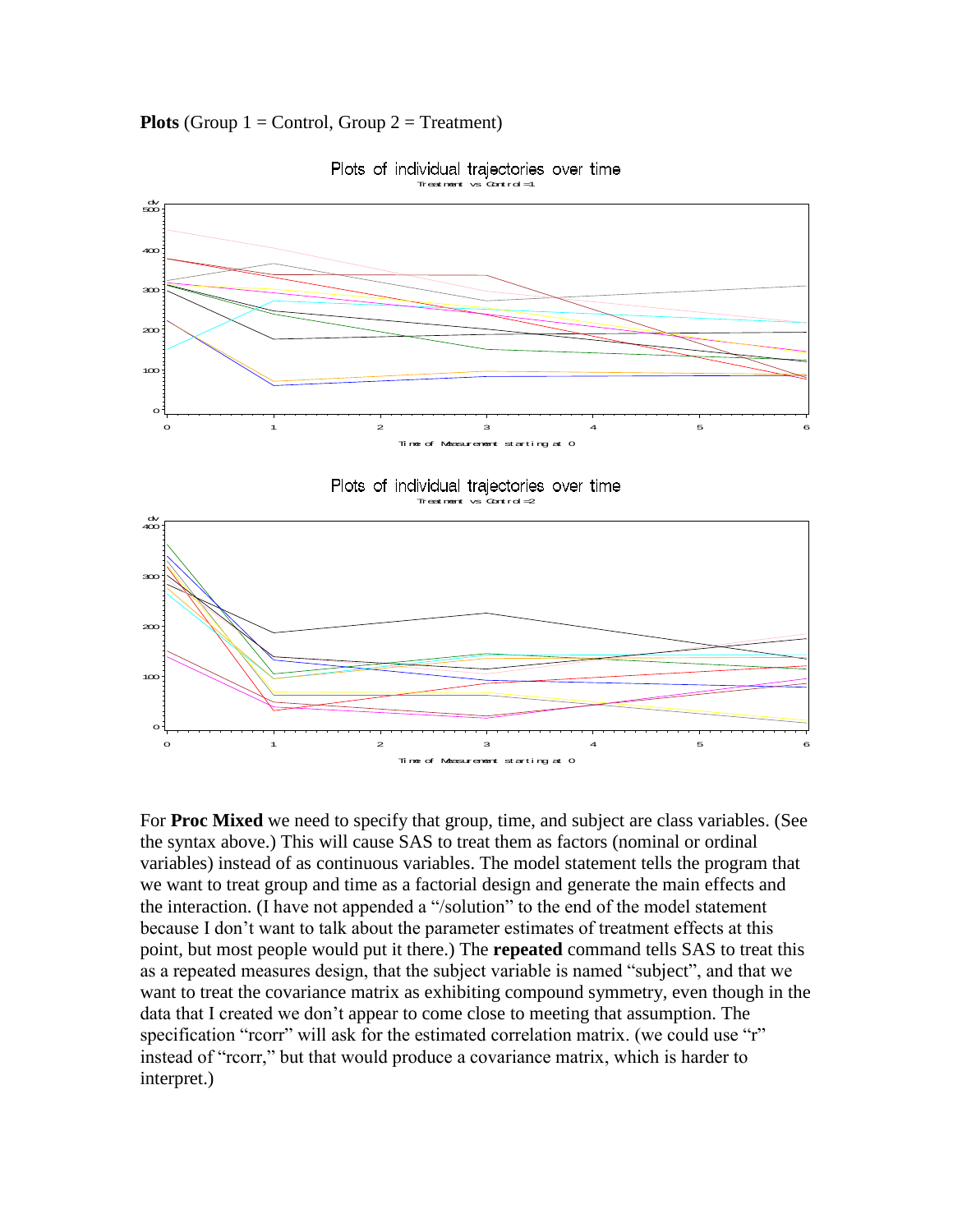**Plots** (Group 1 = Control, Group 2 = Treatment)

For **Proc Mixed** we need to specify that group, time, and subject are class variables. (See the syntax above.) This will cause SAS to treat them as factors (nominal or ordinal variables) instead of as continuous variables. The model statement tells the program that we want to treat group and time as a factorial design and generate the main effects and the interaction. (I have not appended a "/solution" to the end of the model statement because I don't want to talk about the parameter estimates of treatment effects at this point, but most people would put it there.) The **repeated** command tells SAS to treat this as a repeated measures design, that the subject variable is named "subject", and that we want to treat the covariance matrix as exhibiting compound symmetry, even though in the data that I created we don't appear to come close to meeting that assumption. The specification "rcorr" will ask for the estimated correlation matrix. (we could use "r" instead of "rcorr," but that would produce a covariance matrix, which is harder to interpret.)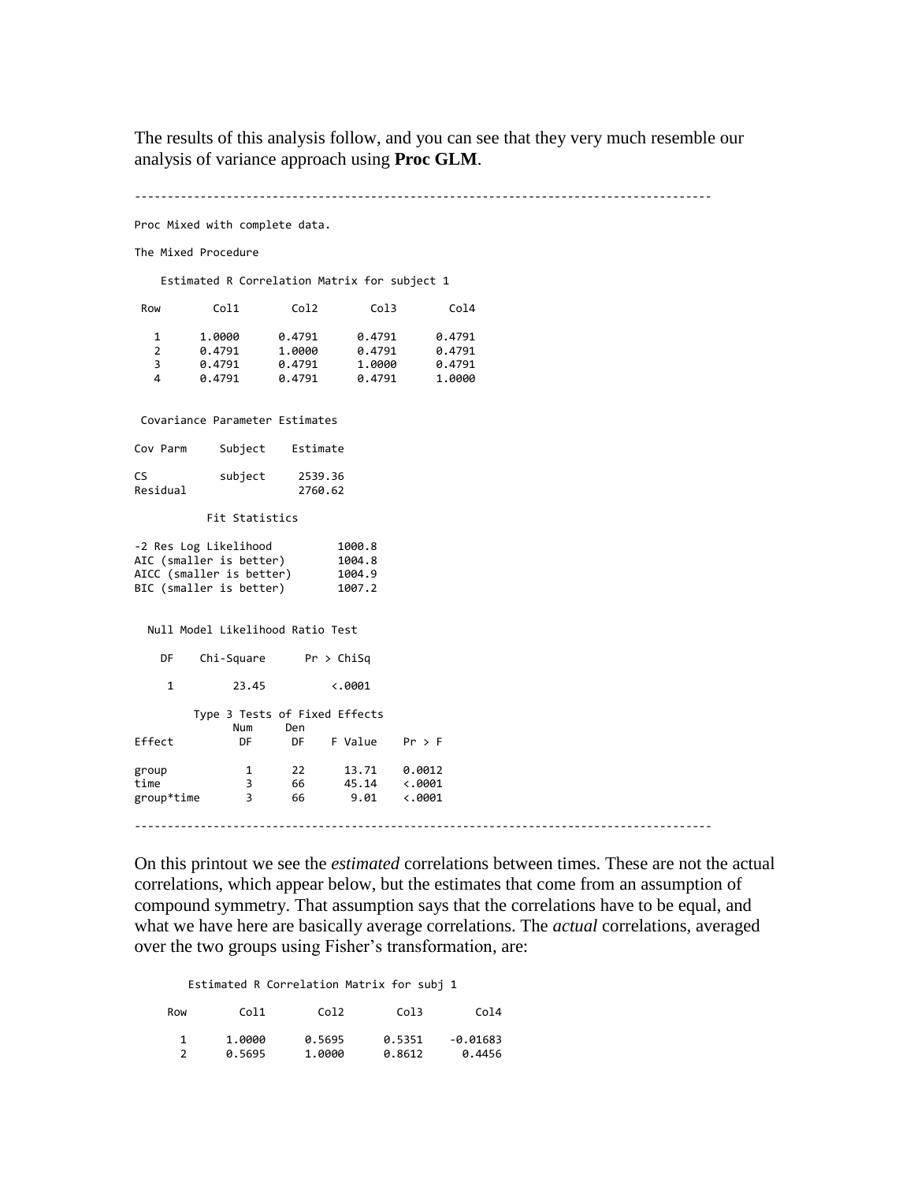The results of this analysis follow, and you can see that they very much resemble our analysis of variance approach using **Proc GLM**.

```
-------------------------------------------------------------------------------------

Proc Mixed with complete data.

The Mixed Procedure

    Estimated R Correlation Matrix for subject 1

 Row       Col1       Col2       Col3       Col4

   1     1.0000     0.4791     0.4791     0.4791
   2     0.4791     1.0000     0.4791     0.4791
   3     0.4791     0.4791     1.0000     0.4791
   4     0.4791     0.4791     0.4791     1.0000


 Covariance Parameter Estimates

Cov Parm     Subject    Estimate

CS           subject     2539.36
Residual                 2760.62

           Fit Statistics

-2 Res Log Likelihood         1000.8
AIC (smaller is better)       1004.8
AICC (smaller is better)      1004.9
BIC (smaller is better)       1007.2


  Null Model Likelihood Ratio Test

    DF    Chi-Square      Pr > ChiSq

     1         23.45          <.0001

        Type 3 Tests of Fixed Effects
              Num     Den
Effect         DF      DF    F Value    Pr > F

group           1      22      13.71    0.0012
time            3      66      45.14    <.0001
group*time      3      66       9.01    <.0001

-------------------------------------------------------------------------------------
```

On this printout we see the *estimated* correlations between times. These are not the actual correlations, which appear below, but the estimates that come from an assumption of compound symmetry. That assumption says that the correlations have to be equal, and what we have here are basically average correlations. The *actual* correlations, averaged over the two groups using Fisher's transformation, are:

```
       Estimated R Correlation Matrix for subj 1

     Row       Col1       Col2       Col3       Col4

       1     1.0000     0.5695     0.5351   -0.01683
       2     0.5695     1.0000     0.8612     0.4456
```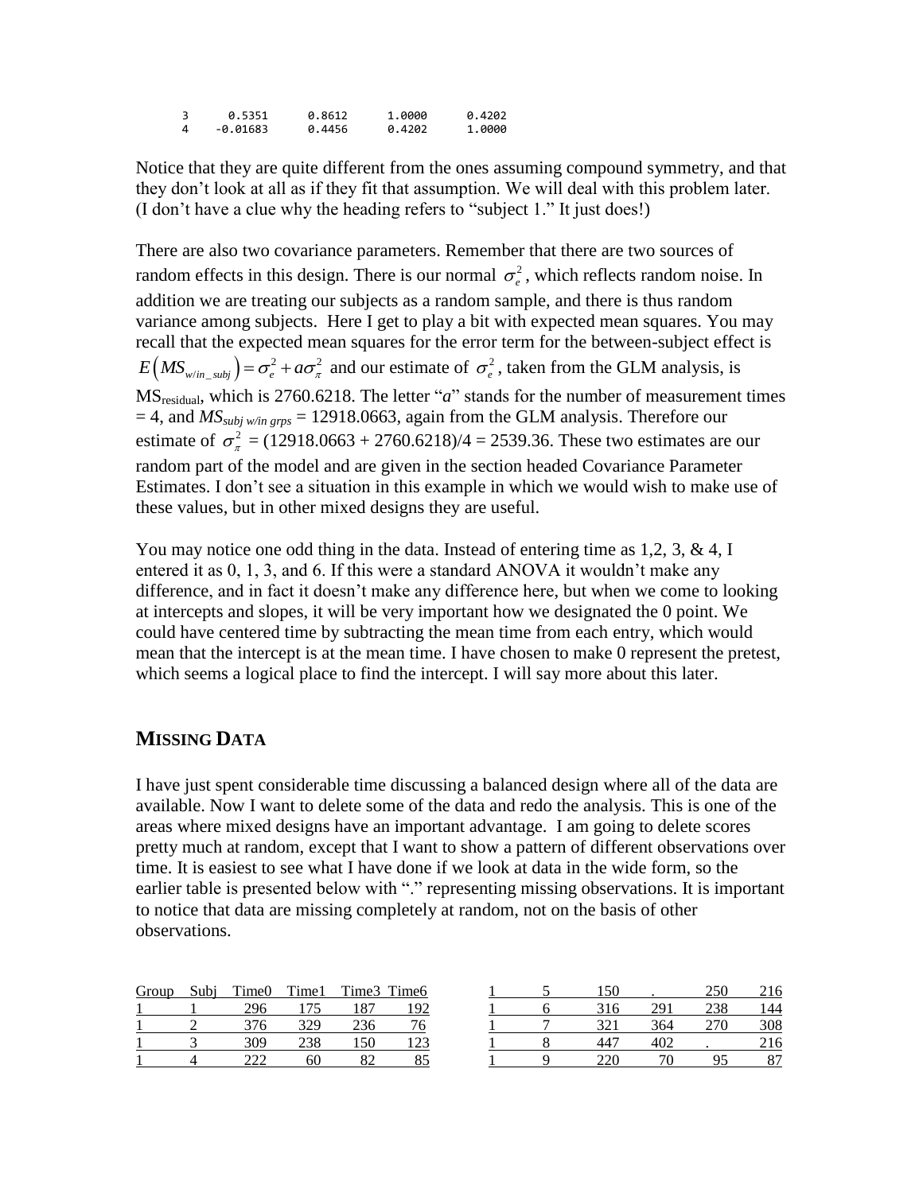```
   3     0.5351     0.8612     1.0000     0.4202
   4   -0.01683     0.4456     0.4202     1.0000
```

Notice that they are quite different from the ones assuming compound symmetry, and that they don't look at all as if they fit that assumption. We will deal with this problem later. (I don't have a clue why the heading refers to "subject 1." It just does!)

There are also two covariance parameters. Remember that there are two sources of random effects in this design. There is our normal $\sigma_e^2$, which reflects random noise. In addition we are treating our subjects as a random sample, and there is thus random variance among subjects. Here I get to play a bit with expected mean squares. You may recall that the expected mean squares for the error term for the between-subject effect is $E\left(MS_{w/in\_subj}\right) = \sigma_e^2 + a\sigma_\pi^2$ and our estimate of $\sigma_e^2$, taken from the GLM analysis, is $MS_{residual}$, which is 2760.6218. The letter "*a*" stands for the number of measurement times = 4, and $MS_{subj\ w/in\ grps}$ = 12918.0663, again from the GLM analysis. Therefore our estimate of $\sigma_\pi^2$ = (12918.0663 + 2760.6218)/4 = 2539.36. These two estimates are our random part of the model and are given in the section headed Covariance Parameter Estimates. I don't see a situation in this example in which we would wish to make use of these values, but in other mixed designs they are useful.

You may notice one odd thing in the data. Instead of entering time as 1,2, 3, & 4, I entered it as 0, 1, 3, and 6. If this were a standard ANOVA it wouldn't make any difference, and in fact it doesn't make any difference here, but when we come to looking at intercepts and slopes, it will be very important how we designated the 0 point. We could have centered time by subtracting the mean time from each entry, which would mean that the intercept is at the mean time. I have chosen to make 0 represent the pretest, which seems a logical place to find the intercept. I will say more about this later.

## MISSING DATA

I have just spent considerable time discussing a balanced design where all of the data are available. Now I want to delete some of the data and redo the analysis. This is one of the areas where mixed designs have an important advantage. I am going to delete scores pretty much at random, except that I want to show a pattern of different observations over time. It is easiest to see what I have done if we look at data in the wide form, so the earlier table is presented below with "." representing missing observations. It is important to notice that data are missing completely at random, not on the basis of other observations.

| Group | Subj | Time0 | Time1 | Time3 | Time6 |
|---|---|---|---|---|---|
| 1 | 1 | 296 | 175 | 187 | 192 |
| 1 | 2 | 376 | 329 | 236 | 76 |
| 1 | 3 | 309 | 238 | 150 | 123 |
| 1 | 4 | 222 | 60 | 82 | 85 |
| 1 | 5 | 150 | . | 250 | 216 |
| 1 | 6 | 316 | 291 | 238 | 144 |
| 1 | 7 | 321 | 364 | 270 | 308 |
| 1 | 8 | 447 | 402 | . | 216 |
| 1 | 9 | 220 | 70 | 95 | 87 |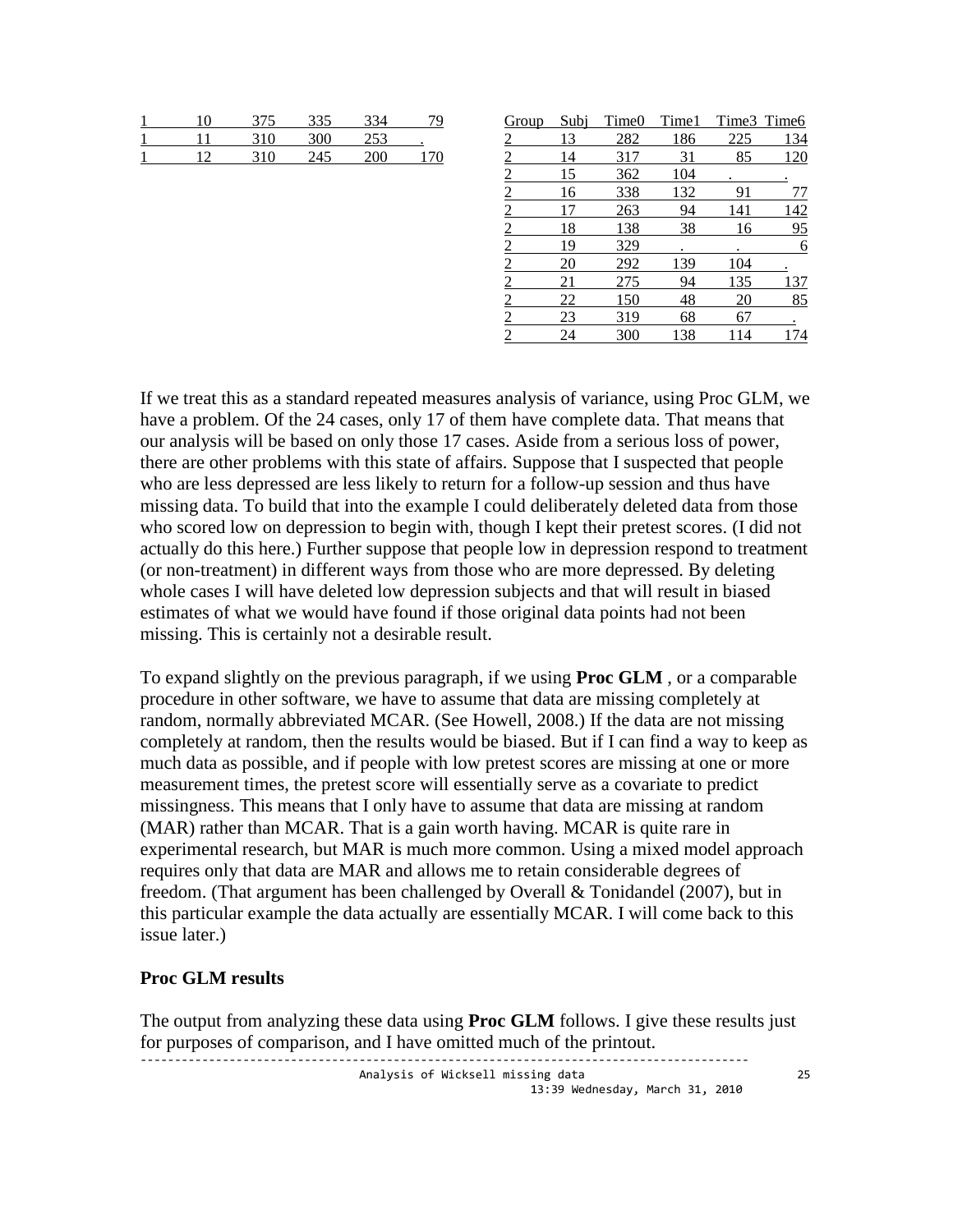| Group | Subj | Time0 | Time1 | Time3 | Time6 |
|---|---|---|---|---|---|
| 1 | 10 | 375 | 335 | 334 | 79 |
| 1 | 11 | 310 | 300 | 253 | . |
| 1 | 12 | 310 | 245 | 200 | 170 |
| 2 | 13 | 282 | 186 | 225 | 134 |
| 2 | 14 | 317 | 31 | 85 | 120 |
| 2 | 15 | 362 | 104 | . | . |
| 2 | 16 | 338 | 132 | 91 | 77 |
| 2 | 17 | 263 | 94 | 141 | 142 |
| 2 | 18 | 138 | 38 | 16 | 95 |
| 2 | 19 | 329 | . | . | 6 |
| 2 | 20 | 292 | 139 | 104 | . |
| 2 | 21 | 275 | 94 | 135 | 137 |
| 2 | 22 | 150 | 48 | 20 | 85 |
| 2 | 23 | 319 | 68 | 67 | . |
| 2 | 24 | 300 | 138 | 114 | 174 |

If we treat this as a standard repeated measures analysis of variance, using Proc GLM, we have a problem. Of the 24 cases, only 17 of them have complete data. That means that our analysis will be based on only those 17 cases. Aside from a serious loss of power, there are other problems with this state of affairs. Suppose that I suspected that people who are less depressed are less likely to return for a follow-up session and thus have missing data. To build that into the example I could deliberately deleted data from those who scored low on depression to begin with, though I kept their pretest scores. (I did not actually do this here.) Further suppose that people low in depression respond to treatment (or non-treatment) in different ways from those who are more depressed. By deleting whole cases I will have deleted low depression subjects and that will result in biased estimates of what we would have found if those original data points had not been missing. This is certainly not a desirable result.

To expand slightly on the previous paragraph, if we using **Proc GLM** , or a comparable procedure in other software, we have to assume that data are missing completely at random, normally abbreviated MCAR. (See Howell, 2008.) If the data are not missing completely at random, then the results would be biased. But if I can find a way to keep as much data as possible, and if people with low pretest scores are missing at one or more measurement times, the pretest score will essentially serve as a covariate to predict missingness. This means that I only have to assume that data are missing at random (MAR) rather than MCAR. That is a gain worth having. MCAR is quite rare in experimental research, but MAR is much more common. Using a mixed model approach requires only that data are MAR and allows me to retain considerable degrees of freedom. (That argument has been challenged by Overall & Tonidandel (2007), but in this particular example the data actually are essentially MCAR. I will come back to this issue later.)

### Proc GLM results

The output from analyzing these data using **Proc GLM** follows. I give these results just for purposes of comparison, and I have omitted much of the printout.

```
------------------------------------------------------------------------------------------
                         Analysis of Wicksell missing data                               25
                                           13:39 Wednesday, March 31, 2010
```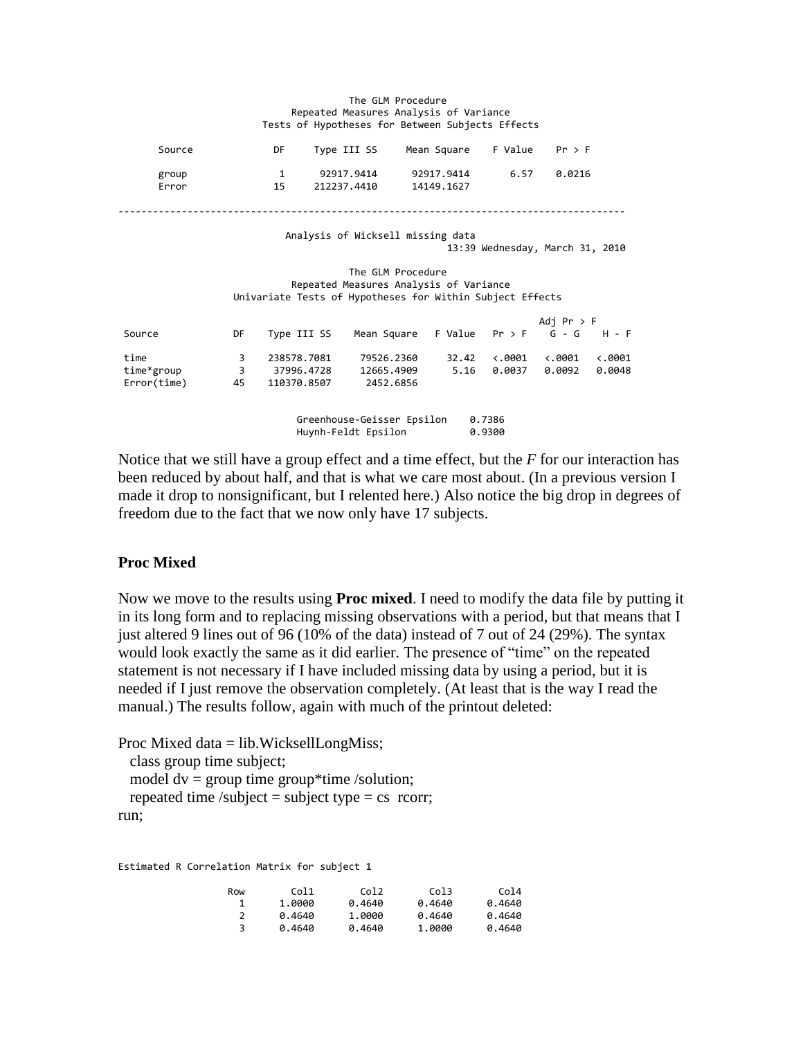```
                              The GLM Procedure
                     Repeated Measures Analysis of Variance
                  Tests of Hypotheses for Between Subjects Effects

      Source             DF     Type III SS     Mean Square    F Value    Pr > F

      group               1      92917.9414      92917.9414       6.57    0.0216
      Error              15     212237.4410      14149.1627

-------------------------------------------------------------------------------------

                       Analysis of Wicksell missing data
                                              13:39 Wednesday, March 31, 2010

                              The GLM Procedure
                     Repeated Measures Analysis of Variance
               Univariate Tests of Hypotheses for Within Subject Effects

                                                                           Adj Pr > F
 Source           DF    Type III SS    Mean Square   F Value   Pr > F    G - G    H - F

 time              3    238578.7081     79526.2360     32.42   <.0001   <.0001   <.0001
 time*group        3     37996.4728     12665.4909      5.16   0.0037   0.0092   0.0048
 Error(time)      45    110370.8507      2452.6856


                        Greenhouse-Geisser Epsilon    0.7386
                        Huynh-Feldt Epsilon           0.9300
```

Notice that we still have a group effect and a time effect, but the *F* for our interaction has been reduced by about half, and that is what we care most about. (In a previous version I made it drop to nonsignificant, but I relented here.) Also notice the big drop in degrees of freedom due to the fact that we now only have 17 subjects.

### Proc Mixed

Now we move to the results using **Proc mixed**. I need to modify the data file by putting it in its long form and to replacing missing observations with a period, but that means that I just altered 9 lines out of 96 (10% of the data) instead of 7 out of 24 (29%). The syntax would look exactly the same as it did earlier. The presence of "time" on the repeated statement is not necessary if I have included missing data by using a period, but it is needed if I just remove the observation completely. (At least that is the way I read the manual.) The results follow, again with much of the printout deleted:

```
Proc Mixed data = lib.WicksellLongMiss;
  class group time subject;
  model dv = group time group*time /solution;
  repeated time /subject = subject type = cs  rcorr;
run;
```

```
Estimated R Correlation Matrix for subject 1

                Row        Col1        Col2        Col3        Col4
                  1      1.0000      0.4640      0.4640      0.4640
                  2      0.4640      1.0000      0.4640      0.4640
                  3      0.4640      0.4640      1.0000      0.4640
```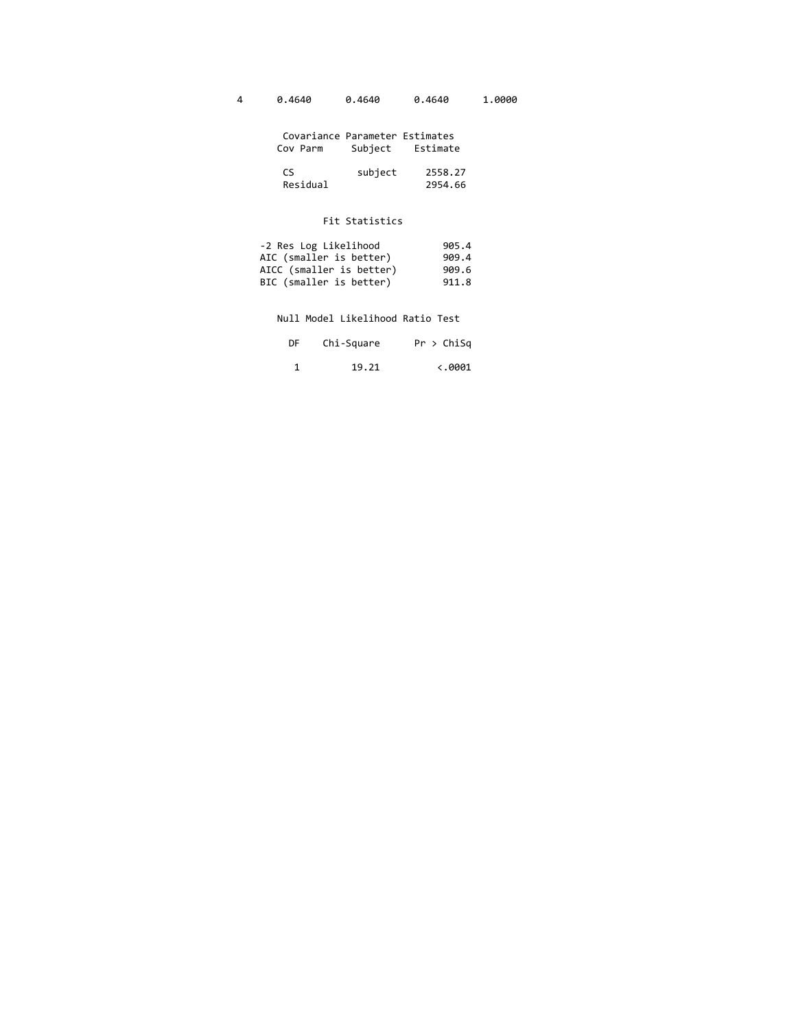| 4 | 0.4640 | 0.4640 | 0.4640 | 1.0000 |
|---|---|---|---|---|

**Covariance Parameter Estimates**

| Cov Parm | Subject | Estimate |
|---|---|---|
| CS | subject | 2558.27 |
| Residual | | 2954.66 |

**Fit Statistics**

| | |
|---|---|
| -2 Res Log Likelihood | 905.4 |
| AIC (smaller is better) | 909.4 |
| AICC (smaller is better) | 909.6 |
| BIC (smaller is better) | 911.8 |

**Null Model Likelihood Ratio Test**

| DF | Chi-Square | Pr > ChiSq |
|---|---|---|
| 1 | 19.21 | <.0001 |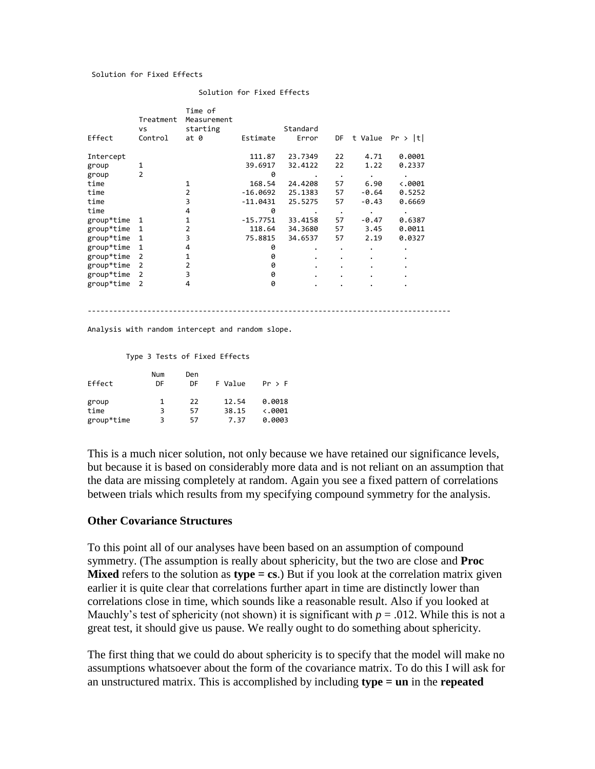Solution for Fixed Effects

```
                        Solution for Fixed Effects

                        Time of
             Treatment  Measurement
             vs         starting              Standard
Effect       Control    at 0        Estimate     Error    DF  t Value  Pr > |t|

Intercept                             111.87   23.7349    22     4.71    0.0001
group        1                       39.6917   32.4122    22     1.22    0.2337
group        2                             0         .     .        .         .
time                    1             168.54   24.4208    57     6.90    <.0001
time                    2           -16.0692   25.1383    57    -0.64    0.5252
time                    3           -11.0431   25.5275    57    -0.43    0.6669
time                    4                  0         .     .        .         .
group*time   1          1           -15.7751   33.4158    57    -0.47    0.6387
group*time   1          2             118.64   34.3680    57     3.45    0.0011
group*time   1          3            75.8815   34.6537    57     2.19    0.0327
group*time   1          4                  0         .     .        .         .
group*time   2          1                  0         .     .        .         .
group*time   2          2                  0         .     .        .         .
group*time   2          3                  0         .     .        .         .
group*time   2          4                  0         .     .        .         .
```

---

Analysis with random intercept and random slope.

```
        Type 3 Tests of Fixed Effects

              Num     Den
Effect         DF      DF    F Value    Pr > F

group           1      22      12.54    0.0018
time            3      57      38.15    <.0001
group*time      3      57       7.37    0.0003
```

This is a much nicer solution, not only because we have retained our significance levels, but because it is based on considerably more data and is not reliant on an assumption that the data are missing completely at random. Again you see a fixed pattern of correlations between trials which results from my specifying compound symmetry for the analysis.

### Other Covariance Structures

To this point all of our analyses have been based on an assumption of compound symmetry. (The assumption is really about sphericity, but the two are close and **Proc Mixed** refers to the solution as **type = cs**.) But if you look at the correlation matrix given earlier it is quite clear that correlations further apart in time are distinctly lower than correlations close in time, which sounds like a reasonable result. Also if you looked at Mauchly's test of sphericity (not shown) it is significant with $p = .012$. While this is not a great test, it should give us pause. We really ought to do something about sphericity.

The first thing that we could do about sphericity is to specify that the model will make no assumptions whatsoever about the form of the covariance matrix. To do this I will ask for an unstructured matrix. This is accomplished by including **type = un** in the **repeated**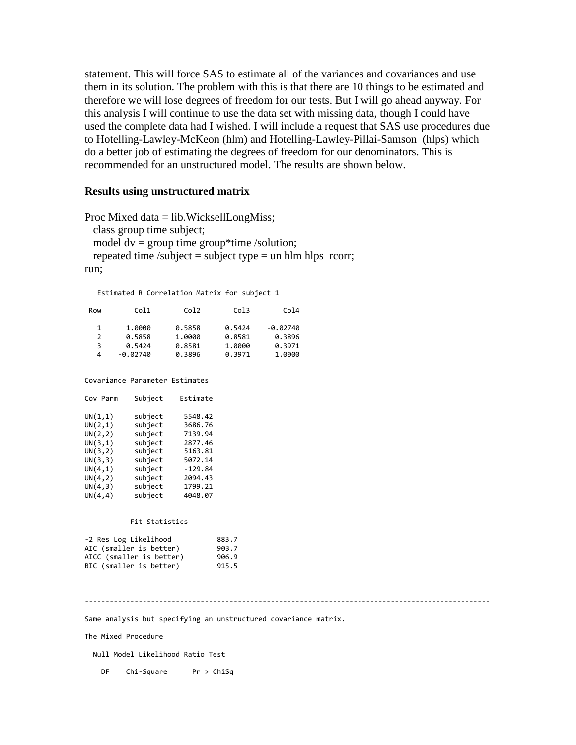statement. This will force SAS to estimate all of the variances and covariances and use them in its solution. The problem with this is that there are 10 things to be estimated and therefore we will lose degrees of freedom for our tests. But I will go ahead anyway. For this analysis I will continue to use the data set with missing data, though I could have used the complete data had I wished. I will include a request that SAS use procedures due to Hotelling-Lawley-McKeon (hlm) and Hotelling-Lawley-Pillai-Samson (hlps) which do a better job of estimating the degrees of freedom for our denominators. This is recommended for an unstructured model. The results are shown below.

**Results using unstructured matrix**

```
Proc Mixed data = lib.WicksellLongMiss;
   class group time subject;
   model dv = group time group*time /solution;
   repeated time /subject = subject type = un hlm hlps  rcorr;
run;
```

```
   Estimated R Correlation Matrix for subject 1

 Row        Col1        Col2        Col3        Col4

   1      1.0000      0.5858      0.5424    -0.02740
   2      0.5858      1.0000      0.8581      0.3896
   3      0.5424      0.8581      1.0000      0.3971
   4    -0.02740      0.3896      0.3971      1.0000


Covariance Parameter Estimates

Cov Parm    Subject    Estimate

UN(1,1)     subject     5548.42
UN(2,1)     subject     3686.76
UN(2,2)     subject     7139.94
UN(3,1)     subject     2877.46
UN(3,2)     subject     5163.81
UN(3,3)     subject     5072.14
UN(4,1)     subject     -129.84
UN(4,2)     subject     2094.43
UN(4,3)     subject     1799.21
UN(4,4)     subject     4048.07


           Fit Statistics

-2 Res Log Likelihood          883.7
AIC (smaller is better)        903.7
AICC (smaller is better)       906.9
BIC (smaller is better)        915.5
```

---

```
Same analysis but specifying an unstructured covariance matrix.

The Mixed Procedure

  Null Model Likelihood Ratio Test

    DF    Chi-Square      Pr > ChiSq
```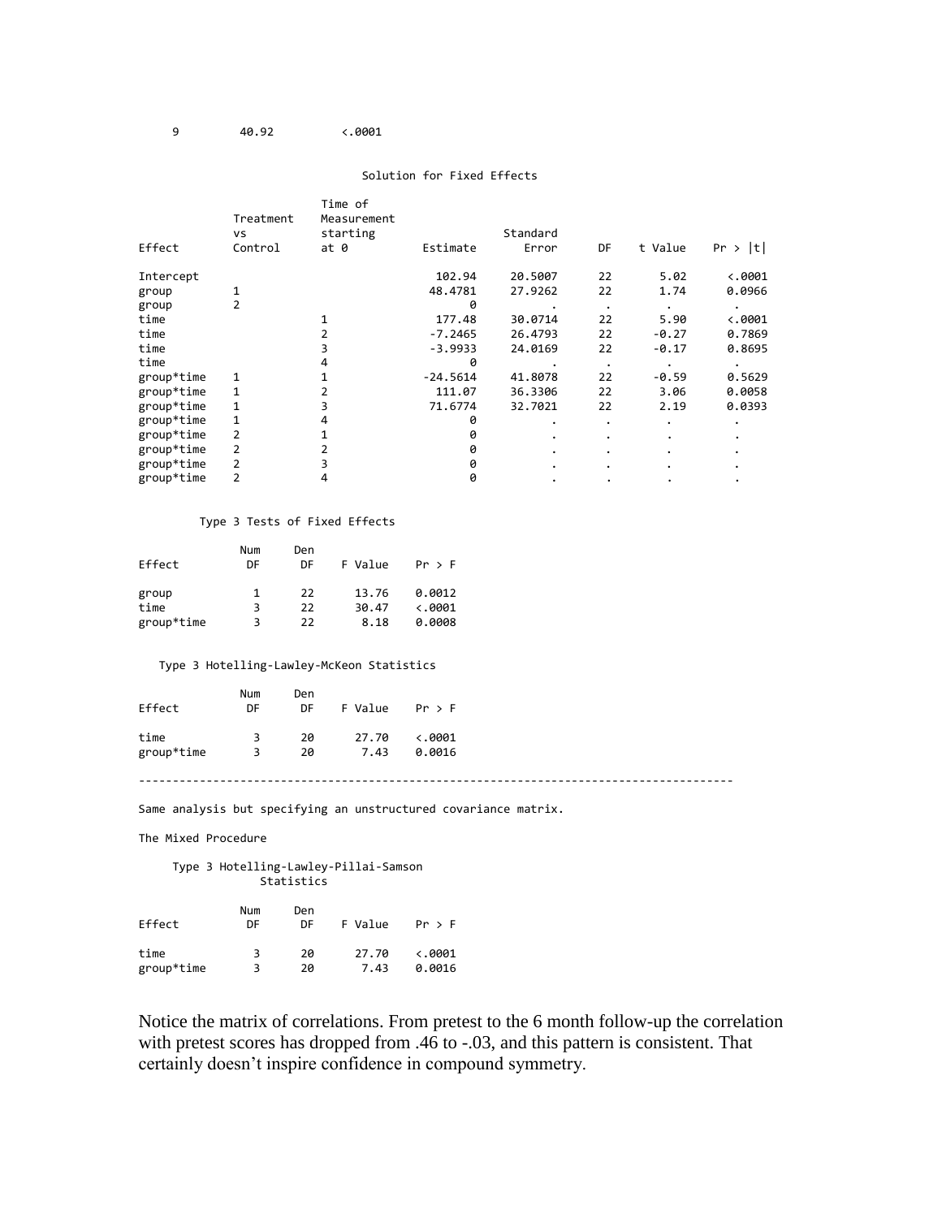```
     9        40.92        <.0001
```

Solution for Fixed Effects

| Effect | Treatment vs Control | Time of Measurement starting at 0 | Estimate | Standard Error | DF | t Value | Pr > \|t\| |
|---|---|---|---|---|---|---|---|
| Intercept | | | 102.94 | 20.5007 | 22 | 5.02 | <.0001 |
| group | 1 | | 48.4781 | 27.9262 | 22 | 1.74 | 0.0966 |
| group | 2 | | 0 | . | . | . | . |
| time | | 1 | 177.48 | 30.0714 | 22 | 5.90 | <.0001 |
| time | | 2 | -7.2465 | 26.4793 | 22 | -0.27 | 0.7869 |
| time | | 3 | -3.9933 | 24.0169 | 22 | -0.17 | 0.8695 |
| time | | 4 | 0 | . | . | . | . |
| group*time | 1 | 1 | -24.5614 | 41.8078 | 22 | -0.59 | 0.5629 |
| group*time | 1 | 2 | 111.07 | 36.3306 | 22 | 3.06 | 0.0058 |
| group*time | 1 | 3 | 71.6774 | 32.7021 | 22 | 2.19 | 0.0393 |
| group*time | 1 | 4 | 0 | . | . | . | . |
| group*time | 2 | 1 | 0 | . | . | . | . |
| group*time | 2 | 2 | 0 | . | . | . | . |
| group*time | 2 | 3 | 0 | . | . | . | . |
| group*time | 2 | 4 | 0 | . | . | . | . |

Type 3 Tests of Fixed Effects

| Effect | Num DF | Den DF | F Value | Pr > F |
|---|---|---|---|---|
| group | 1 | 22 | 13.76 | 0.0012 |
| time | 3 | 22 | 30.47 | <.0001 |
| group*time | 3 | 22 | 8.18 | 0.0008 |

Type 3 Hotelling-Lawley-McKeon Statistics

| Effect | Num DF | Den DF | F Value | Pr > F |
|---|---|---|---|---|
| time | 3 | 20 | 27.70 | <.0001 |
| group*time | 3 | 20 | 7.43 | 0.0016 |

---

Same analysis but specifying an unstructured covariance matrix.

The Mixed Procedure

Type 3 Hotelling-Lawley-Pillai-Samson Statistics

| Effect | Num DF | Den DF | F Value | Pr > F |
|---|---|---|---|---|
| time | 3 | 20 | 27.70 | <.0001 |
| group*time | 3 | 20 | 7.43 | 0.0016 |

Notice the matrix of correlations. From pretest to the 6 month follow-up the correlation with pretest scores has dropped from .46 to -.03, and this pattern is consistent. That certainly doesn't inspire confidence in compound symmetry.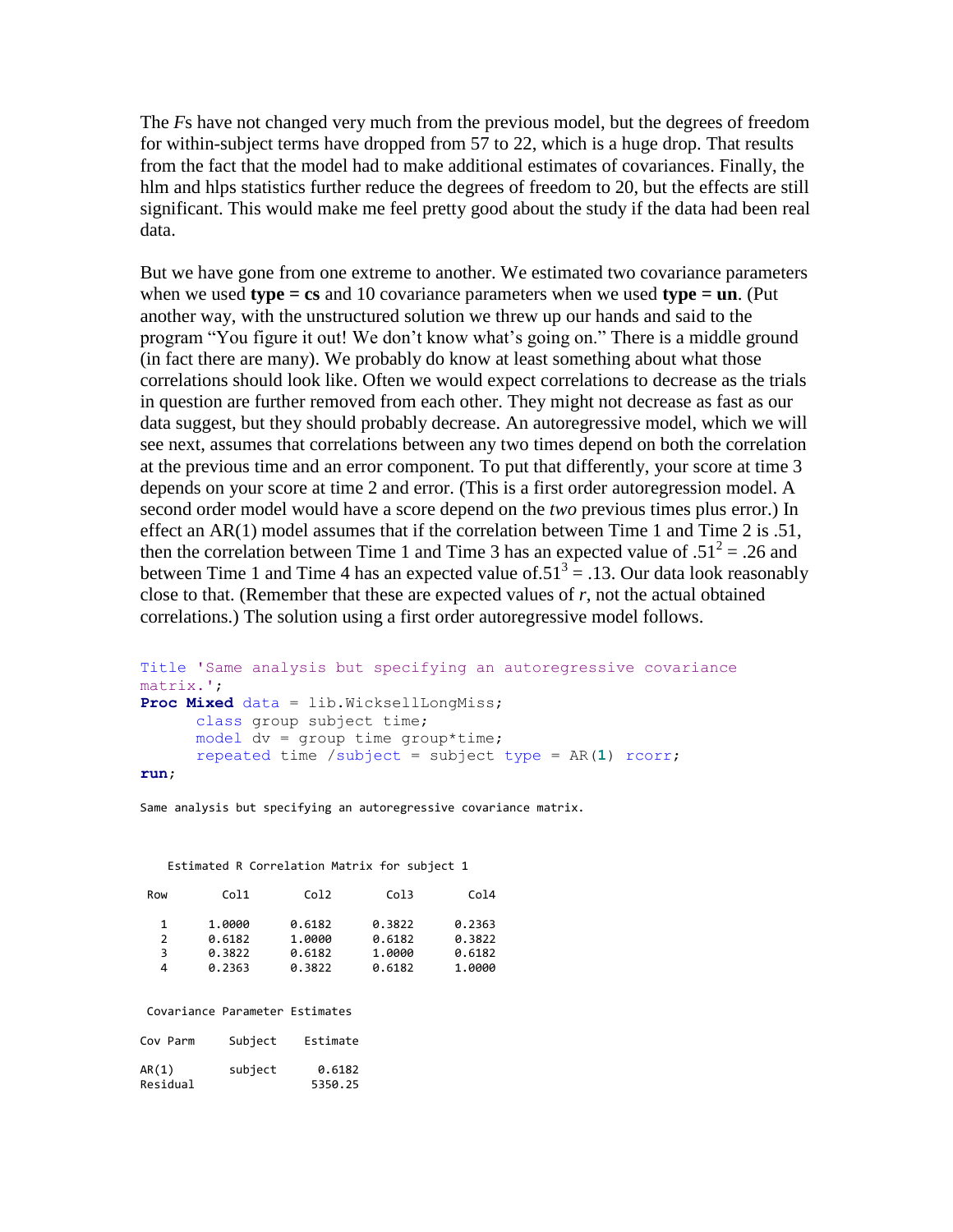The *F*s have not changed very much from the previous model, but the degrees of freedom for within-subject terms have dropped from 57 to 22, which is a huge drop. That results from the fact that the model had to make additional estimates of covariances. Finally, the hlm and hlps statistics further reduce the degrees of freedom to 20, but the effects are still significant. This would make me feel pretty good about the study if the data had been real data.

But we have gone from one extreme to another. We estimated two covariance parameters when we used **type = cs** and 10 covariance parameters when we used **type = un**. (Put another way, with the unstructured solution we threw up our hands and said to the program "You figure it out! We don't know what's going on." There is a middle ground (in fact there are many). We probably do know at least something about what those correlations should look like. Often we would expect correlations to decrease as the trials in question are further removed from each other. They might not decrease as fast as our data suggest, but they should probably decrease. An autoregressive model, which we will see next, assumes that correlations between any two times depend on both the correlation at the previous time and an error component. To put that differently, your score at time 3 depends on your score at time 2 and error. (This is a first order autoregression model. A second order model would have a score depend on the *two* previous times plus error.) In effect an AR(1) model assumes that if the correlation between Time 1 and Time 2 is .51, then the correlation between Time 1 and Time 3 has an expected value of $.51^2 = .26$ and between Time 1 and Time 4 has an expected value of $.51^3 = .13$. Our data look reasonably close to that. (Remember that these are expected values of *r*, not the actual obtained correlations.) The solution using a first order autoregressive model follows.

```
Title 'Same analysis but specifying an autoregressive covariance
matrix.';
Proc Mixed data = lib.WicksellLongMiss;
      class group subject time;
      model dv = group time group*time;
      repeated time /subject = subject type = AR(1) rcorr;
run;
```

```
Same analysis but specifying an autoregressive covariance matrix.


    Estimated R Correlation Matrix for subject 1

 Row        Col1        Col2        Col3        Col4

   1      1.0000      0.6182      0.3822      0.2363
   2      0.6182      1.0000      0.6182      0.3822
   3      0.3822      0.6182      1.0000      0.6182
   4      0.2363      0.3822      0.6182      1.0000


 Covariance Parameter Estimates

Cov Parm     Subject    Estimate

AR(1)        subject      0.6182
Residual                 5350.25
```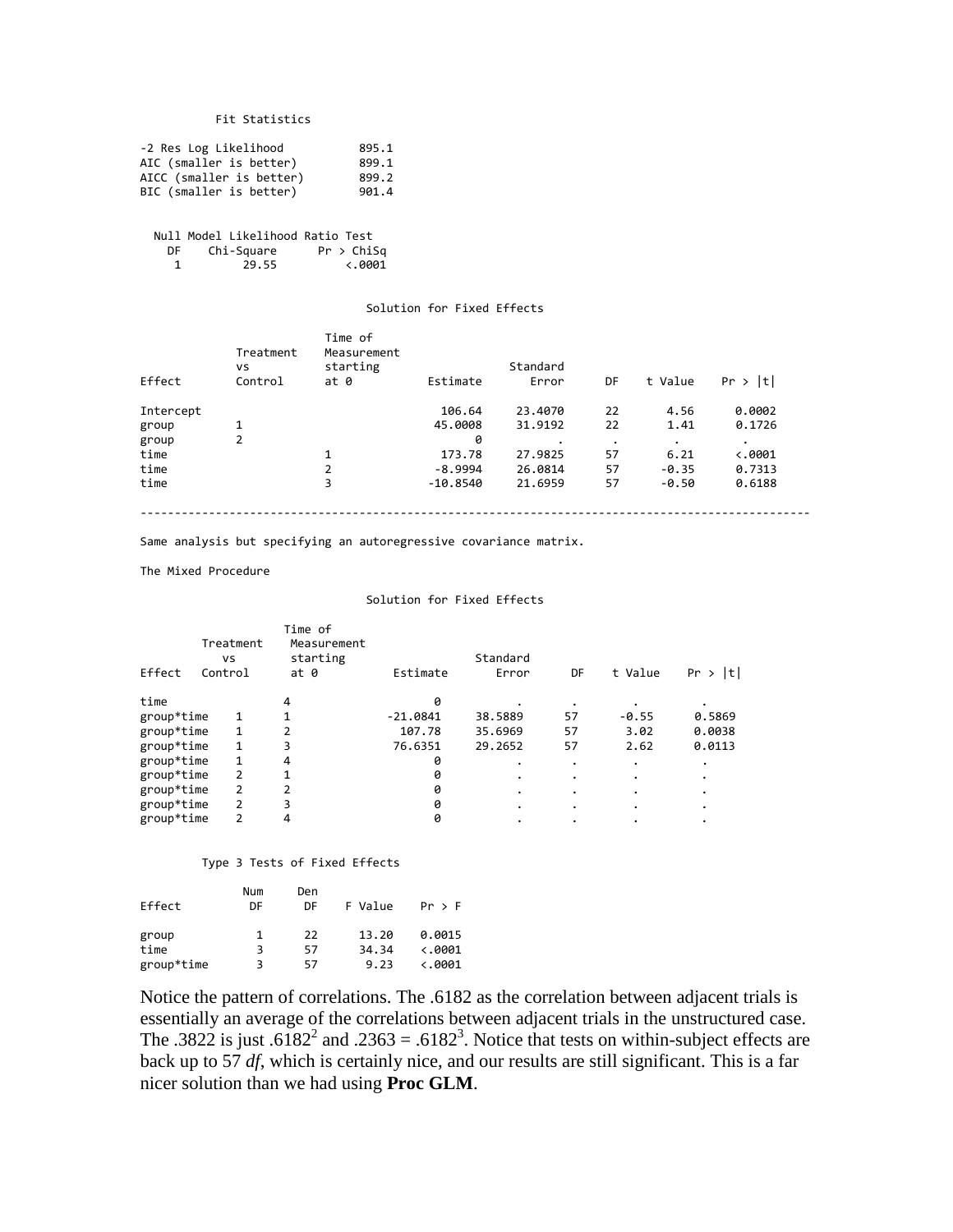```
          Fit Statistics

-2 Res Log Likelihood           895.1
AIC (smaller is better)         899.1
AICC (smaller is better)        899.2
BIC (smaller is better)         901.4


  Null Model Likelihood Ratio Test
    DF    Chi-Square      Pr > ChiSq
     1         29.55          <.0001


                              Solution for Fixed Effects

                           Time of
             Treatment     Measurement
             vs            starting                   Standard
Effect       Control       at 0          Estimate       Error      DF    t Value    Pr > |t|

Intercept                                  106.64     23.4070      22       4.56      0.0002
group        1                            45.0008     31.9192      22       1.41      0.1726
group        2                                  0           .       .          .           .
time                       1               173.78     27.9825      57       6.21      <.0001
time                       2              -8.9994     26.0814      57      -0.35      0.7313
time                       3             -10.8540     21.6959      57      -0.50      0.6188

-----------------------------------------------------------------------------------------------
```

Same analysis but specifying an autoregressive covariance matrix.

```
The Mixed Procedure

                              Solution for Fixed Effects

                      Time of
         Treatment    Measurement
            vs        starting                   Standard
Effect    Control      at 0         Estimate       Error      DF    t Value    Pr > |t|

time                   4                   0           .       .          .           .
group*time    1        1            -21.0841     38.5889      57      -0.55      0.5869
group*time    1        2              107.78     35.6969      57       3.02      0.0038
group*time    1        3             76.6351     29.2652      57       2.62      0.0113
group*time    1        4                   0           .       .          .           .
group*time    2        1                   0           .       .          .           .
group*time    2        2                   0           .       .          .           .
group*time    2        3                   0           .       .          .           .
group*time    2        4                   0           .       .          .           .


         Type 3 Tests of Fixed Effects

               Num     Den
Effect          DF      DF    F Value    Pr > F

group            1      22      13.20    0.0015
time             3      57      34.34    <.0001
group*time       3      57       9.23    <.0001
```

Notice the pattern of correlations. The .6182 as the correlation between adjacent trials is essentially an average of the correlations between adjacent trials in the unstructured case. The .3822 is just $.6182^2$ and $.2363 = .6182^3$. Notice that tests on within-subject effects are back up to 57 *df*, which is certainly nice, and our results are still significant. This is a far nicer solution than we had using **Proc GLM**.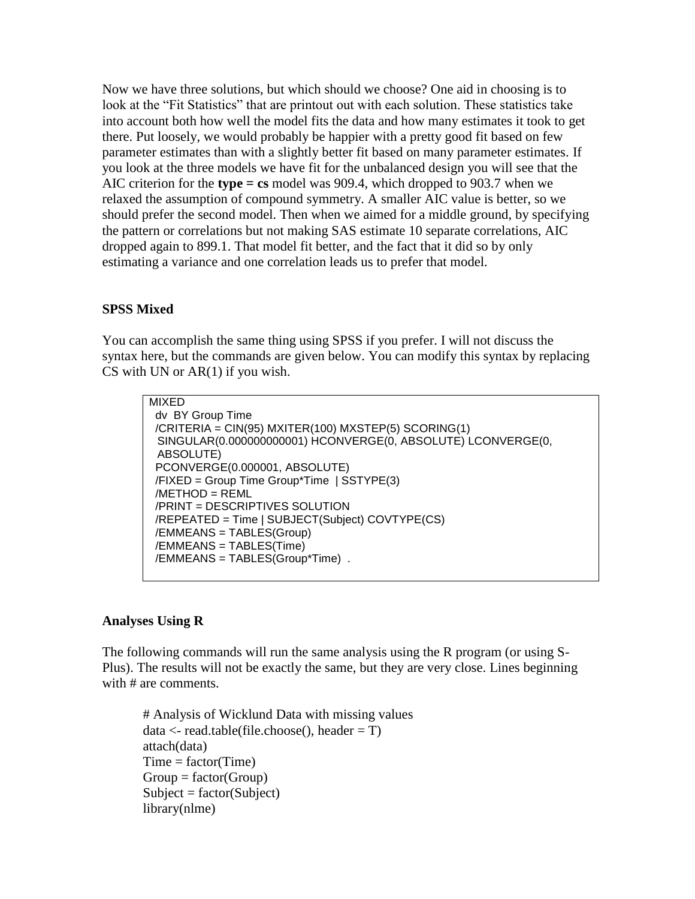Now we have three solutions, but which should we choose? One aid in choosing is to look at the "Fit Statistics" that are printout out with each solution. These statistics take into account both how well the model fits the data and how many estimates it took to get there. Put loosely, we would probably be happier with a pretty good fit based on few parameter estimates than with a slightly better fit based on many parameter estimates. If you look at the three models we have fit for the unbalanced design you will see that the AIC criterion for the **type = cs** model was 909.4, which dropped to 903.7 when we relaxed the assumption of compound symmetry. A smaller AIC value is better, so we should prefer the second model. Then when we aimed for a middle ground, by specifying the pattern or correlations but not making SAS estimate 10 separate correlations, AIC dropped again to 899.1. That model fit better, and the fact that it did so by only estimating a variance and one correlation leads us to prefer that model.

### SPSS Mixed

You can accomplish the same thing using SPSS if you prefer. I will not discuss the syntax here, but the commands are given below. You can modify this syntax by replacing CS with UN or AR(1) if you wish.

```
MIXED
  dv  BY Group Time
  /CRITERIA = CIN(95) MXITER(100) MXSTEP(5) SCORING(1)
   SINGULAR(0.000000000001) HCONVERGE(0, ABSOLUTE) LCONVERGE(0,
   ABSOLUTE)
  PCONVERGE(0.000001, ABSOLUTE)
  /FIXED = Group Time Group*Time  | SSTYPE(3)
  /METHOD = REML
  /PRINT = DESCRIPTIVES SOLUTION
  /REPEATED = Time | SUBJECT(Subject) COVTYPE(CS)
  /EMMEANS = TABLES(Group)
  /EMMEANS = TABLES(Time)
  /EMMEANS = TABLES(Group*Time)  .
```

### Analyses Using R

The following commands will run the same analysis using the R program (or using S-Plus). The results will not be exactly the same, but they are very close. Lines beginning with # are comments.

```
# Analysis of Wicklund Data with missing values
data <- read.table(file.choose(), header = T)
attach(data)
Time = factor(Time)
Group = factor(Group)
Subject = factor(Subject)
library(nlme)
```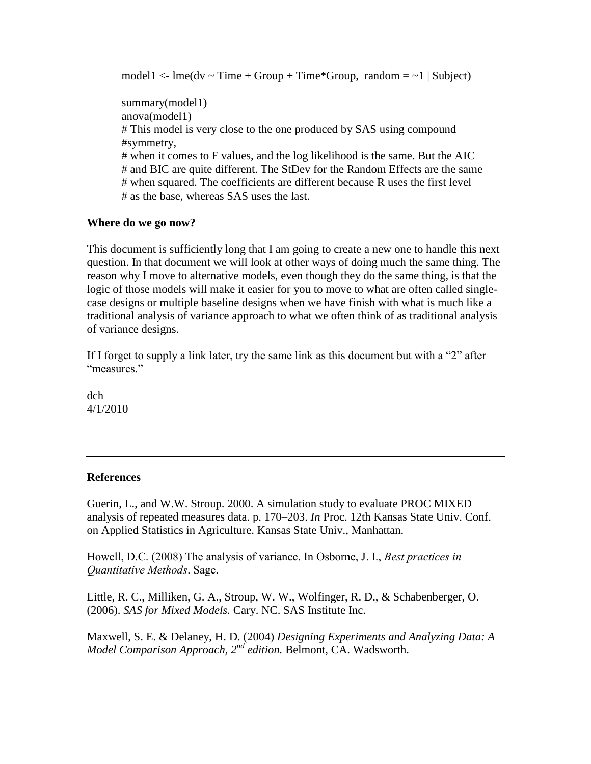```
model1 <- lme(dv ~ Time + Group + Time*Group,  random = ~1 | Subject)

summary(model1)
anova(model1)
# This model is very close to the one produced by SAS using compound
#symmetry,
# when it comes to F values, and the log likelihood is the same. But the AIC
# and BIC are quite different. The StDev for the Random Effects are the same
# when squared. The coefficients are different because R uses the first level
# as the base, whereas SAS uses the last.
```

**Where do we go now?**

This document is sufficiently long that I am going to create a new one to handle this next question. In that document we will look at other ways of doing much the same thing. The reason why I move to alternative models, even though they do the same thing, is that the logic of those models will make it easier for you to move to what are often called single-case designs or multiple baseline designs when we have finish with what is much like a traditional analysis of variance approach to what we often think of as traditional analysis of variance designs.

If I forget to supply a link later, try the same link as this document but with a "2" after "measures."

dch
4/1/2010

---

**References**

Guerin, L., and W.W. Stroup. 2000. A simulation study to evaluate PROC MIXED analysis of repeated measures data. p. 170–203. *In* Proc. 12th Kansas State Univ. Conf. on Applied Statistics in Agriculture. Kansas State Univ., Manhattan.

Howell, D.C. (2008) The analysis of variance. In Osborne, J. I., *Best practices in Quantitative Methods*. Sage.

Little, R. C., Milliken, G. A., Stroup, W. W., Wolfinger, R. D., & Schabenberger, O. (2006). *SAS for Mixed Models.* Cary. NC. SAS Institute Inc.

Maxwell, S. E. & Delaney, H. D. (2004) *Designing Experiments and Analyzing Data: A Model Comparison Approach, 2nd edition.* Belmont, CA. Wadsworth.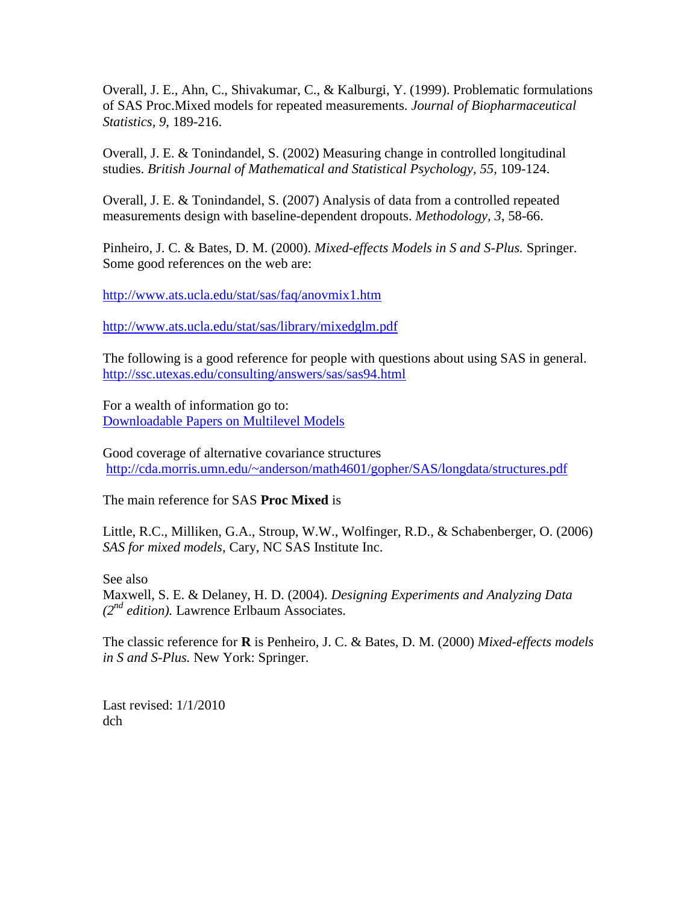Overall, J. E., Ahn, C., Shivakumar, C., & Kalburgi, Y. (1999). Problematic formulations of SAS Proc.Mixed models for repeated measurements. *Journal of Biopharmaceutical Statistics, 9*, 189-216.

Overall, J. E. & Tonindandel, S. (2002) Measuring change in controlled longitudinal studies. *British Journal of Mathematical and Statistical Psychology, 55,* 109-124.

Overall, J. E. & Tonindandel, S. (2007) Analysis of data from a controlled repeated measurements design with baseline-dependent dropouts. *Methodology, 3*, 58-66.

Pinheiro, J. C. & Bates, D. M. (2000). *Mixed-effects Models in S and S-Plus.* Springer. Some good references on the web are:

http://www.ats.ucla.edu/stat/sas/faq/anovmix1.htm

http://www.ats.ucla.edu/stat/sas/library/mixedglm.pdf

The following is a good reference for people with questions about using SAS in general. http://ssc.utexas.edu/consulting/answers/sas/sas94.html

For a wealth of information go to:
Downloadable Papers on Multilevel Models

Good coverage of alternative covariance structures
http://cda.morris.umn.edu/~anderson/math4601/gopher/SAS/longdata/structures.pdf

The main reference for SAS **Proc Mixed** is

Little, R.C., Milliken, G.A., Stroup, W.W., Wolfinger, R.D., & Schabenberger, O. (2006) *SAS for mixed models*, Cary, NC SAS Institute Inc.

See also
Maxwell, S. E. & Delaney, H. D. (2004). *Designing Experiments and Analyzing Data (2nd edition).* Lawrence Erlbaum Associates.

The classic reference for **R** is Penheiro, J. C. & Bates, D. M. (2000) *Mixed-effects models in S and S-Plus.* New York: Springer.

Last revised: 1/1/2010
dch